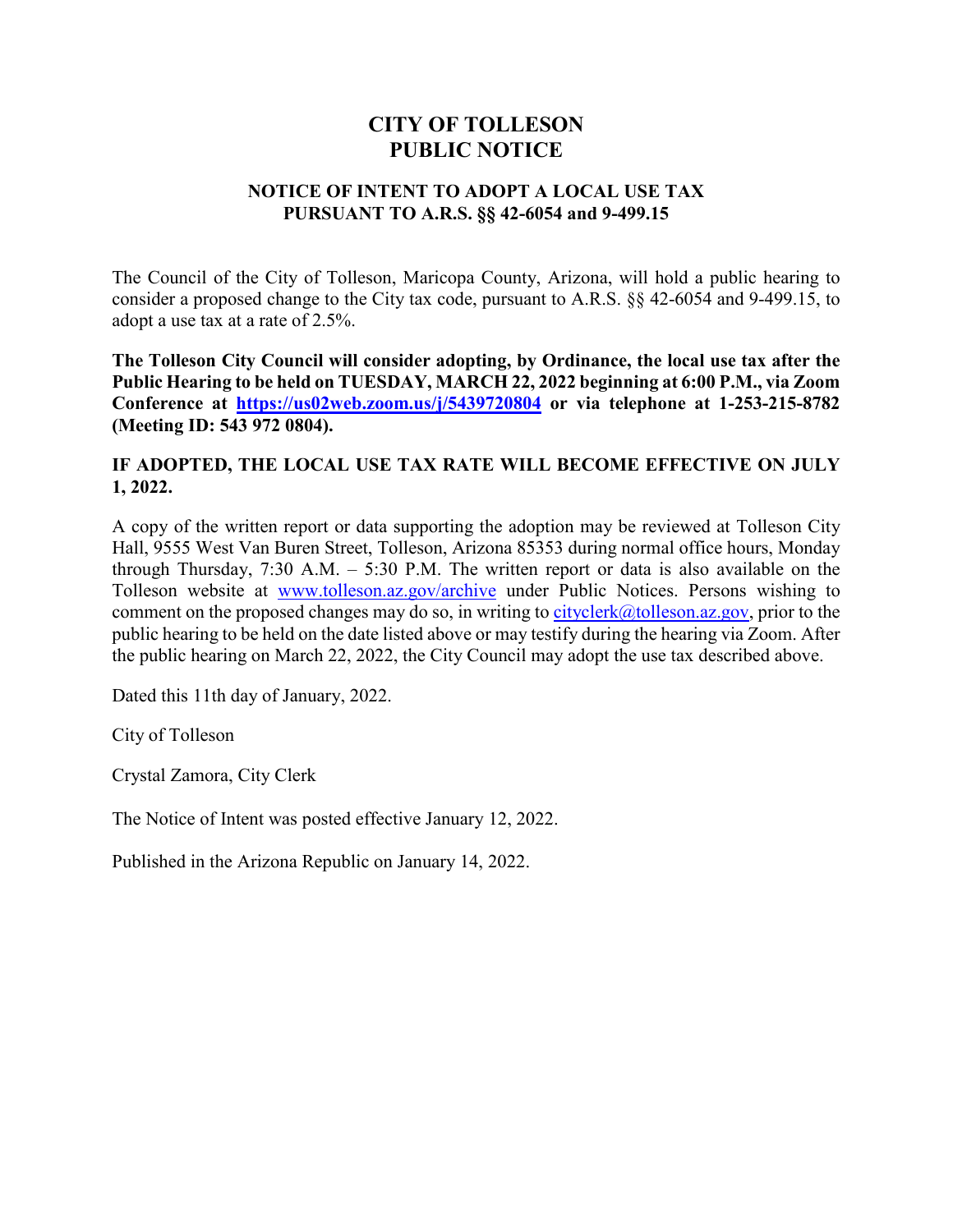# CITY OF TOLLESON
# PUBLIC NOTICE

## NOTICE OF INTENT TO ADOPT A LOCAL USE TAX PURSUANT TO A.R.S. §§ 42-6054 and 9-499.15

The Council of the City of Tolleson, Maricopa County, Arizona, will hold a public hearing to consider a proposed change to the City tax code, pursuant to A.R.S. §§ 42-6054 and 9-499.15, to adopt a use tax at a rate of 2.5%.

**The Tolleson City Council will consider adopting, by Ordinance, the local use tax after the Public Hearing to be held on TUESDAY, MARCH 22, 2022 beginning at 6:00 P.M., via Zoom Conference at [https://us02web.zoom.us/j/5439720804](https://us02web.zoom.us/j/5439720804) or via telephone at 1-253-215-8782 (Meeting ID: 543 972 0804).**

**IF ADOPTED, THE LOCAL USE TAX RATE WILL BECOME EFFECTIVE ON JULY 1, 2022.**

A copy of the written report or data supporting the adoption may be reviewed at Tolleson City Hall, 9555 West Van Buren Street, Tolleson, Arizona 85353 during normal office hours, Monday through Thursday, 7:30 A.M. – 5:30 P.M. The written report or data is also available on the Tolleson website at [www.tolleson.az.gov/archive](www.tolleson.az.gov/archive) under Public Notices. Persons wishing to comment on the proposed changes may do so, in writing to [cityclerk@tolleson.az.gov](mailto:cityclerk@tolleson.az.gov), prior to the public hearing to be held on the date listed above or may testify during the hearing via Zoom. After the public hearing on March 22, 2022, the City Council may adopt the use tax described above.

Dated this 11th day of January, 2022.

City of Tolleson

Crystal Zamora, City Clerk

The Notice of Intent was posted effective January 12, 2022.

Published in the Arizona Republic on January 14, 2022.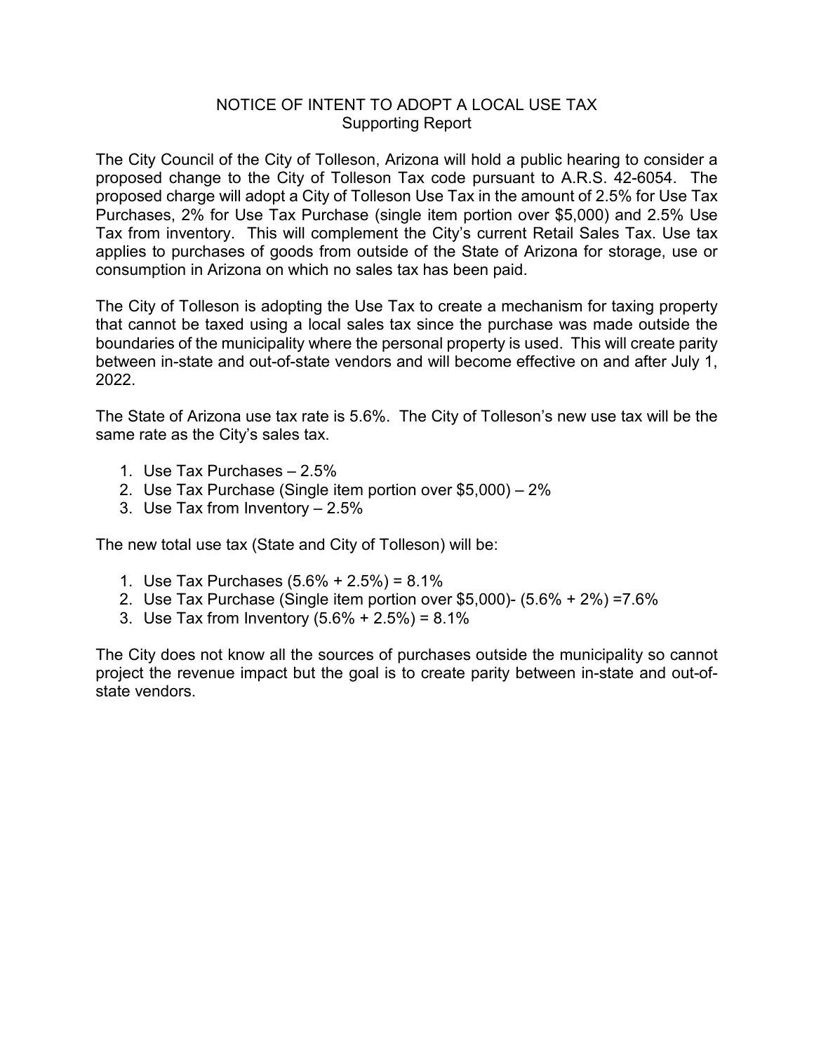# NOTICE OF INTENT TO ADOPT A LOCAL USE TAX

## Supporting Report

The City Council of the City of Tolleson, Arizona will hold a public hearing to consider a proposed change to the City of Tolleson Tax code pursuant to A.R.S. 42-6054. The proposed charge will adopt a City of Tolleson Use Tax in the amount of 2.5% for Use Tax Purchases, 2% for Use Tax Purchase (single item portion over $5,000) and 2.5% Use Tax from inventory. This will complement the City's current Retail Sales Tax. Use tax applies to purchases of goods from outside of the State of Arizona for storage, use or consumption in Arizona on which no sales tax has been paid.

The City of Tolleson is adopting the Use Tax to create a mechanism for taxing property that cannot be taxed using a local sales tax since the purchase was made outside the boundaries of the municipality where the personal property is used. This will create parity between in-state and out-of-state vendors and will become effective on and after July 1, 2022.

The State of Arizona use tax rate is 5.6%. The City of Tolleson's new use tax will be the same rate as the City's sales tax.

1. Use Tax Purchases – 2.5%
2. Use Tax Purchase (Single item portion over $5,000) – 2%
3. Use Tax from Inventory – 2.5%

The new total use tax (State and City of Tolleson) will be:

1. Use Tax Purchases (5.6% + 2.5%) = 8.1%
2. Use Tax Purchase (Single item portion over $5,000)- (5.6% + 2%) =7.6%
3. Use Tax from Inventory (5.6% + 2.5%) = 8.1%

The City does not know all the sources of purchases outside the municipality so cannot project the revenue impact but the goal is to create parity between in-state and out-of-state vendors.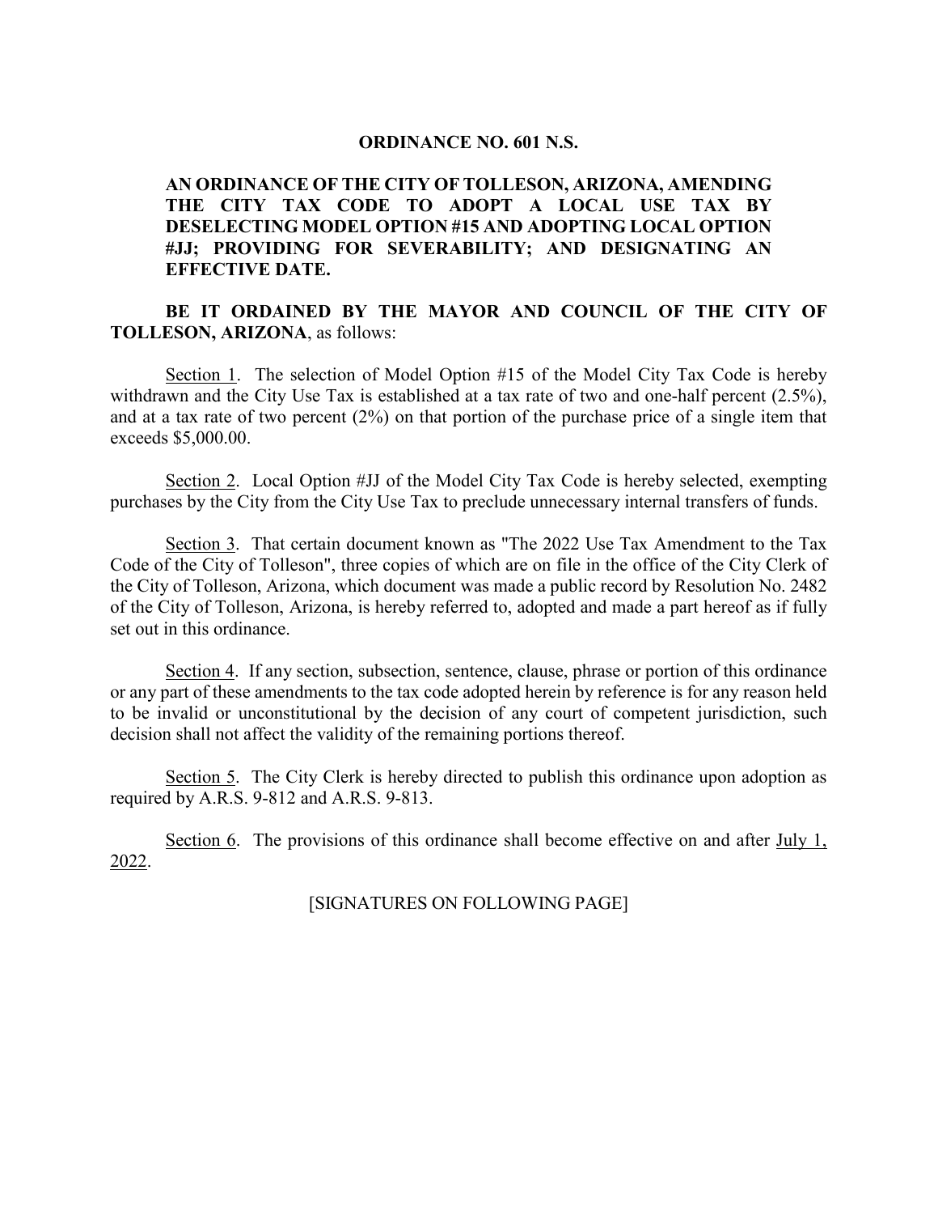# ORDINANCE NO. 601 N.S.

**AN ORDINANCE OF THE CITY OF TOLLESON, ARIZONA, AMENDING THE CITY TAX CODE TO ADOPT A LOCAL USE TAX BY DESELECTING MODEL OPTION #15 AND ADOPTING LOCAL OPTION #JJ; PROVIDING FOR SEVERABILITY; AND DESIGNATING AN EFFECTIVE DATE.**

**BE IT ORDAINED BY THE MAYOR AND COUNCIL OF THE CITY OF TOLLESON, ARIZONA**, as follows:

Section 1. The selection of Model Option #15 of the Model City Tax Code is hereby withdrawn and the City Use Tax is established at a tax rate of two and one-half percent (2.5%), and at a tax rate of two percent (2%) on that portion of the purchase price of a single item that exceeds $5,000.00.

Section 2. Local Option #JJ of the Model City Tax Code is hereby selected, exempting purchases by the City from the City Use Tax to preclude unnecessary internal transfers of funds.

Section 3. That certain document known as "The 2022 Use Tax Amendment to the Tax Code of the City of Tolleson", three copies of which are on file in the office of the City Clerk of the City of Tolleson, Arizona, which document was made a public record by Resolution No. 2482 of the City of Tolleson, Arizona, is hereby referred to, adopted and made a part hereof as if fully set out in this ordinance.

Section 4. If any section, subsection, sentence, clause, phrase or portion of this ordinance or any part of these amendments to the tax code adopted herein by reference is for any reason held to be invalid or unconstitutional by the decision of any court of competent jurisdiction, such decision shall not affect the validity of the remaining portions thereof.

Section 5. The City Clerk is hereby directed to publish this ordinance upon adoption as required by A.R.S. 9-812 and A.R.S. 9-813.

Section 6. The provisions of this ordinance shall become effective on and after July 1, 2022.

[SIGNATURES ON FOLLOWING PAGE]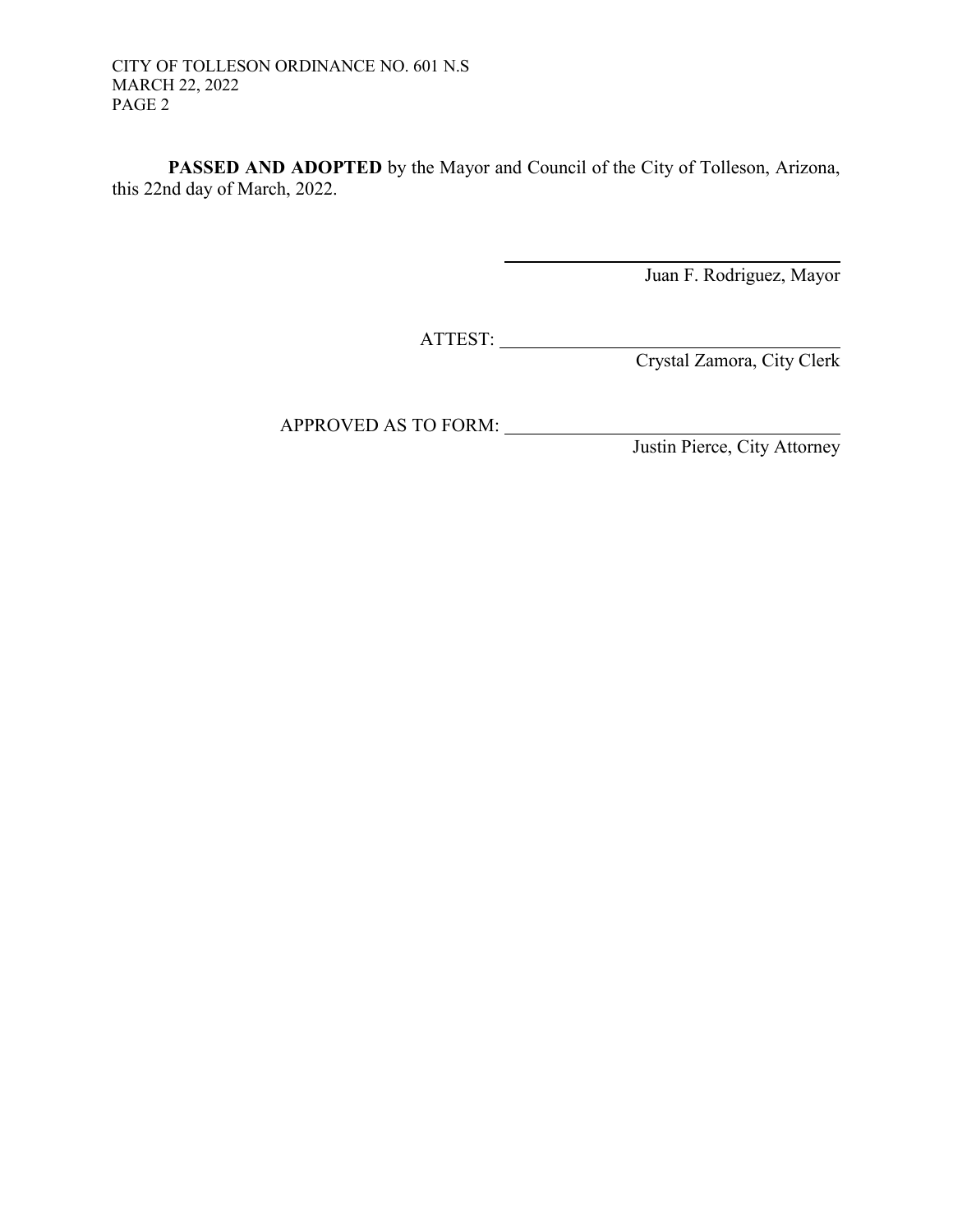**PASSED AND ADOPTED** by the Mayor and Council of the City of Tolleson, Arizona, this 22nd day of March, 2022.

\_\_\_\_\_\_\_\_\_\_\_\_\_\_\_\_\_\_\_\_\_\_\_\_\_\_\_\_\_\_\_\_
Juan F. Rodriguez, Mayor

ATTEST: \_\_\_\_\_\_\_\_\_\_\_\_\_\_\_\_\_\_\_\_\_\_\_\_\_\_\_\_\_\_\_\_
Crystal Zamora, City Clerk

APPROVED AS TO FORM: \_\_\_\_\_\_\_\_\_\_\_\_\_\_\_\_\_\_\_\_\_\_\_\_\_\_\_\_\_\_\_\_
Justin Pierce, City Attorney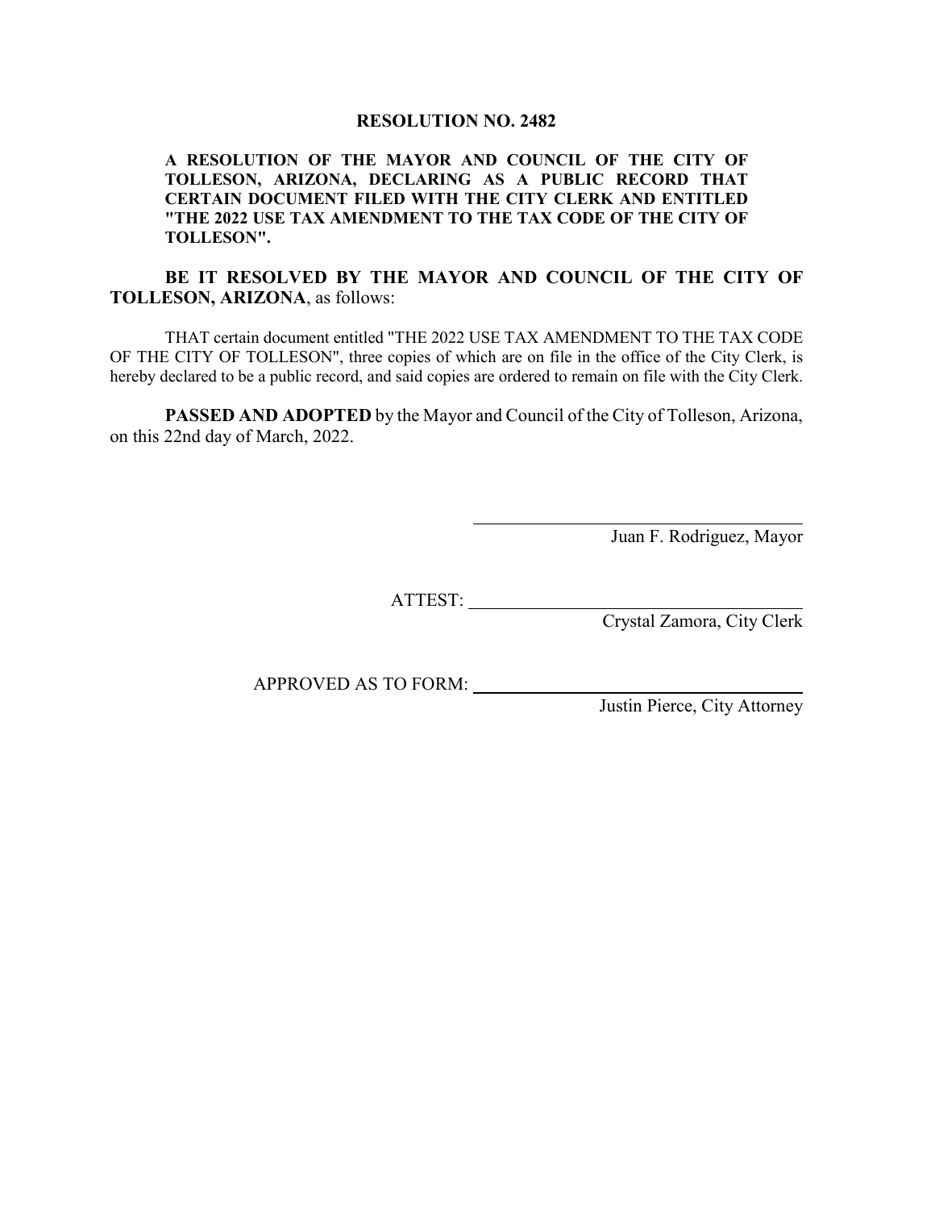# RESOLUTION NO. 2482

**A RESOLUTION OF THE MAYOR AND COUNCIL OF THE CITY OF TOLLESON, ARIZONA, DECLARING AS A PUBLIC RECORD THAT CERTAIN DOCUMENT FILED WITH THE CITY CLERK AND ENTITLED "THE 2022 USE TAX AMENDMENT TO THE TAX CODE OF THE CITY OF TOLLESON".**

**BE IT RESOLVED BY THE MAYOR AND COUNCIL OF THE CITY OF TOLLESON, ARIZONA**, as follows:

THAT certain document entitled "THE 2022 USE TAX AMENDMENT TO THE TAX CODE OF THE CITY OF TOLLESON", three copies of which are on file in the office of the City Clerk, is hereby declared to be a public record, and said copies are ordered to remain on file with the City Clerk.

**PASSED AND ADOPTED** by the Mayor and Council of the City of Tolleson, Arizona, on this 22nd day of March, 2022.

\_\_\_\_\_\_\_\_\_\_\_\_\_\_\_\_\_\_\_\_\_\_\_\_\_\_\_\_\_\_\_\_
Juan F. Rodriguez, Mayor

ATTEST: \_\_\_\_\_\_\_\_\_\_\_\_\_\_\_\_\_\_\_\_\_\_\_\_\_\_\_\_\_\_\_\_
Crystal Zamora, City Clerk

APPROVED AS TO FORM: \_\_\_\_\_\_\_\_\_\_\_\_\_\_\_\_\_\_\_\_\_\_\_\_\_\_\_\_\_\_\_\_
Justin Pierce, City Attorney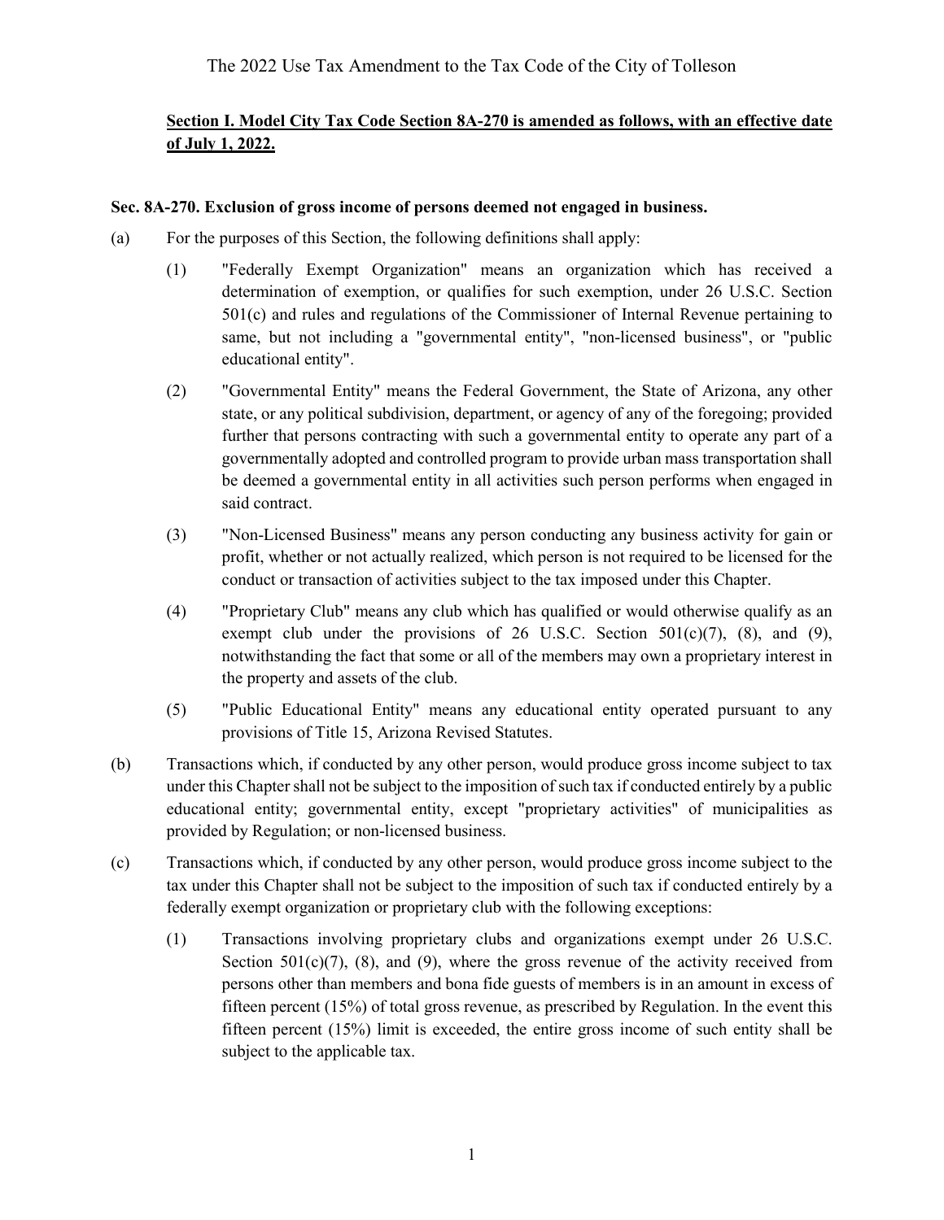The 2022 Use Tax Amendment to the Tax Code of the City of Tolleson

**Section I. Model City Tax Code Section 8A-270 is amended as follows, with an effective date of July 1, 2022.**

**Sec. 8A-270. Exclusion of gross income of persons deemed not engaged in business.**

(a) For the purposes of this Section, the following definitions shall apply:

(1) "Federally Exempt Organization" means an organization which has received a determination of exemption, or qualifies for such exemption, under 26 U.S.C. Section 501(c) and rules and regulations of the Commissioner of Internal Revenue pertaining to same, but not including a "governmental entity", "non-licensed business", or "public educational entity".

(2) "Governmental Entity" means the Federal Government, the State of Arizona, any other state, or any political subdivision, department, or agency of any of the foregoing; provided further that persons contracting with such a governmental entity to operate any part of a governmentally adopted and controlled program to provide urban mass transportation shall be deemed a governmental entity in all activities such person performs when engaged in said contract.

(3) "Non-Licensed Business" means any person conducting any business activity for gain or profit, whether or not actually realized, which person is not required to be licensed for the conduct or transaction of activities subject to the tax imposed under this Chapter.

(4) "Proprietary Club" means any club which has qualified or would otherwise qualify as an exempt club under the provisions of 26 U.S.C. Section 501(c)(7), (8), and (9), notwithstanding the fact that some or all of the members may own a proprietary interest in the property and assets of the club.

(5) "Public Educational Entity" means any educational entity operated pursuant to any provisions of Title 15, Arizona Revised Statutes.

(b) Transactions which, if conducted by any other person, would produce gross income subject to tax under this Chapter shall not be subject to the imposition of such tax if conducted entirely by a public educational entity; governmental entity, except "proprietary activities" of municipalities as provided by Regulation; or non-licensed business.

(c) Transactions which, if conducted by any other person, would produce gross income subject to the tax under this Chapter shall not be subject to the imposition of such tax if conducted entirely by a federally exempt organization or proprietary club with the following exceptions:

(1) Transactions involving proprietary clubs and organizations exempt under 26 U.S.C. Section 501(c)(7), (8), and (9), where the gross revenue of the activity received from persons other than members and bona fide guests of members is in an amount in excess of fifteen percent (15%) of total gross revenue, as prescribed by Regulation. In the event this fifteen percent (15%) limit is exceeded, the entire gross income of such entity shall be subject to the applicable tax.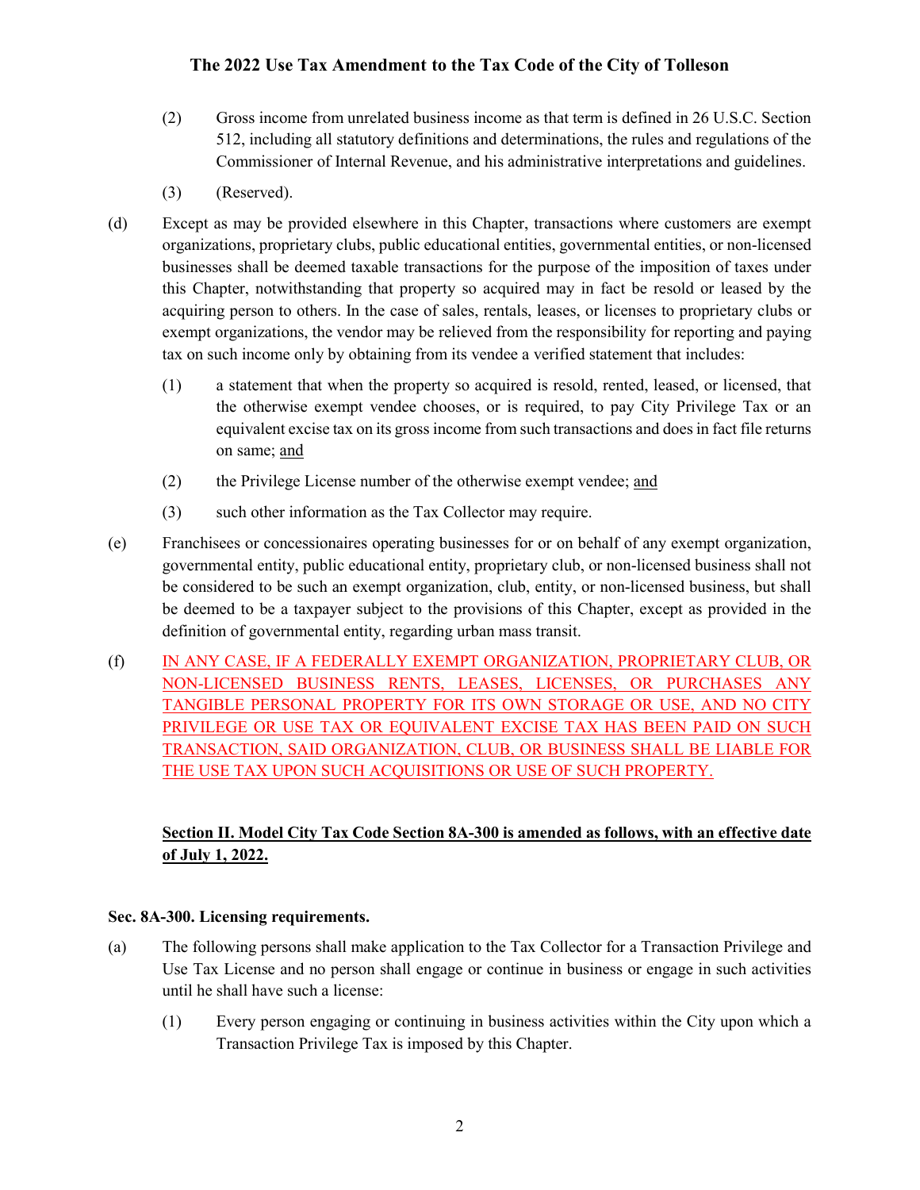(2) Gross income from unrelated business income as that term is defined in 26 U.S.C. Section 512, including all statutory definitions and determinations, the rules and regulations of the Commissioner of Internal Revenue, and his administrative interpretations and guidelines.

(3) (Reserved).

(d) Except as may be provided elsewhere in this Chapter, transactions where customers are exempt organizations, proprietary clubs, public educational entities, governmental entities, or non-licensed businesses shall be deemed taxable transactions for the purpose of the imposition of taxes under this Chapter, notwithstanding that property so acquired may in fact be resold or leased by the acquiring person to others. In the case of sales, rentals, leases, or licenses to proprietary clubs or exempt organizations, the vendor may be relieved from the responsibility for reporting and paying tax on such income only by obtaining from its vendee a verified statement that includes:

(1) a statement that when the property so acquired is resold, rented, leased, or licensed, that the otherwise exempt vendee chooses, or is required, to pay City Privilege Tax or an equivalent excise tax on its gross income from such transactions and does in fact file returns on same; <u>and</u>

(2) the Privilege License number of the otherwise exempt vendee; <u>and</u>

(3) such other information as the Tax Collector may require.

(e) Franchisees or concessionaires operating businesses for or on behalf of any exempt organization, governmental entity, public educational entity, proprietary club, or non-licensed business shall not be considered to be such an exempt organization, club, entity, or non-licensed business, but shall be deemed to be a taxpayer subject to the provisions of this Chapter, except as provided in the definition of governmental entity, regarding urban mass transit.

(f) <u>IN ANY CASE, IF A FEDERALLY EXEMPT ORGANIZATION, PROPRIETARY CLUB, OR NON-LICENSED BUSINESS RENTS, LEASES, LICENSES, OR PURCHASES ANY TANGIBLE PERSONAL PROPERTY FOR ITS OWN STORAGE OR USE, AND NO CITY PRIVILEGE OR USE TAX OR EQUIVALENT EXCISE TAX HAS BEEN PAID ON SUCH TRANSACTION, SAID ORGANIZATION, CLUB, OR BUSINESS SHALL BE LIABLE FOR THE USE TAX UPON SUCH ACQUISITIONS OR USE OF SUCH PROPERTY.</u>

**<u>Section II. Model City Tax Code Section 8A-300 is amended as follows, with an effective date of July 1, 2022.</u>**

**Sec. 8A-300. Licensing requirements.**

(a) The following persons shall make application to the Tax Collector for a Transaction Privilege and Use Tax License and no person shall engage or continue in business or engage in such activities until he shall have such a license:

(1) Every person engaging or continuing in business activities within the City upon which a Transaction Privilege Tax is imposed by this Chapter.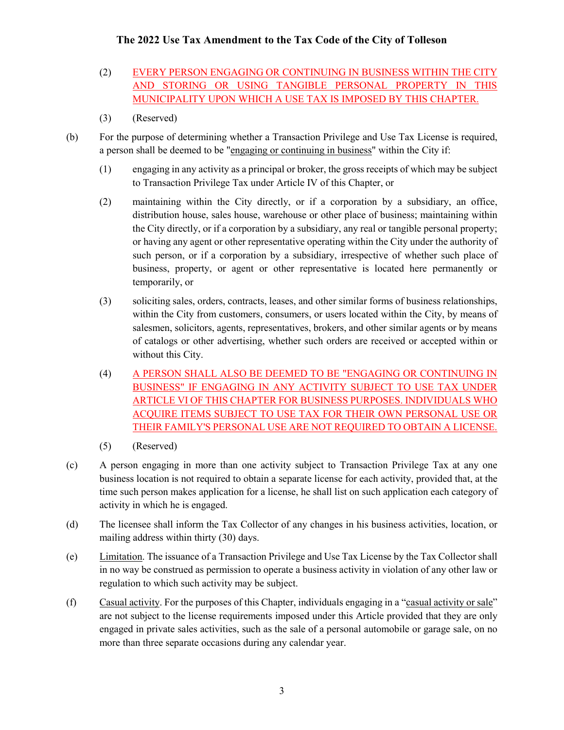(2) EVERY PERSON ENGAGING OR CONTINUING IN BUSINESS WITHIN THE CITY AND STORING OR USING TANGIBLE PERSONAL PROPERTY IN THIS MUNICIPALITY UPON WHICH A USE TAX IS IMPOSED BY THIS CHAPTER.

(3) (Reserved)

(b) For the purpose of determining whether a Transaction Privilege and Use Tax License is required, a person shall be deemed to be "engaging or continuing in business" within the City if:

(1) engaging in any activity as a principal or broker, the gross receipts of which may be subject to Transaction Privilege Tax under Article IV of this Chapter, or

(2) maintaining within the City directly, or if a corporation by a subsidiary, an office, distribution house, sales house, warehouse or other place of business; maintaining within the City directly, or if a corporation by a subsidiary, any real or tangible personal property; or having any agent or other representative operating within the City under the authority of such person, or if a corporation by a subsidiary, irrespective of whether such place of business, property, or agent or other representative is located here permanently or temporarily, or

(3) soliciting sales, orders, contracts, leases, and other similar forms of business relationships, within the City from customers, consumers, or users located within the City, by means of salesmen, solicitors, agents, representatives, brokers, and other similar agents or by means of catalogs or other advertising, whether such orders are received or accepted within or without this City.

(4) A PERSON SHALL ALSO BE DEEMED TO BE "ENGAGING OR CONTINUING IN BUSINESS" IF ENGAGING IN ANY ACTIVITY SUBJECT TO USE TAX UNDER ARTICLE VI OF THIS CHAPTER FOR BUSINESS PURPOSES. INDIVIDUALS WHO ACQUIRE ITEMS SUBJECT TO USE TAX FOR THEIR OWN PERSONAL USE OR THEIR FAMILY'S PERSONAL USE ARE NOT REQUIRED TO OBTAIN A LICENSE.

(5) (Reserved)

(c) A person engaging in more than one activity subject to Transaction Privilege Tax at any one business location is not required to obtain a separate license for each activity, provided that, at the time such person makes application for a license, he shall list on such application each category of activity in which he is engaged.

(d) The licensee shall inform the Tax Collector of any changes in his business activities, location, or mailing address within thirty (30) days.

(e) Limitation. The issuance of a Transaction Privilege and Use Tax License by the Tax Collector shall in no way be construed as permission to operate a business activity in violation of any other law or regulation to which such activity may be subject.

(f) Casual activity. For the purposes of this Chapter, individuals engaging in a "casual activity or sale" are not subject to the license requirements imposed under this Article provided that they are only engaged in private sales activities, such as the sale of a personal automobile or garage sale, on no more than three separate occasions during any calendar year.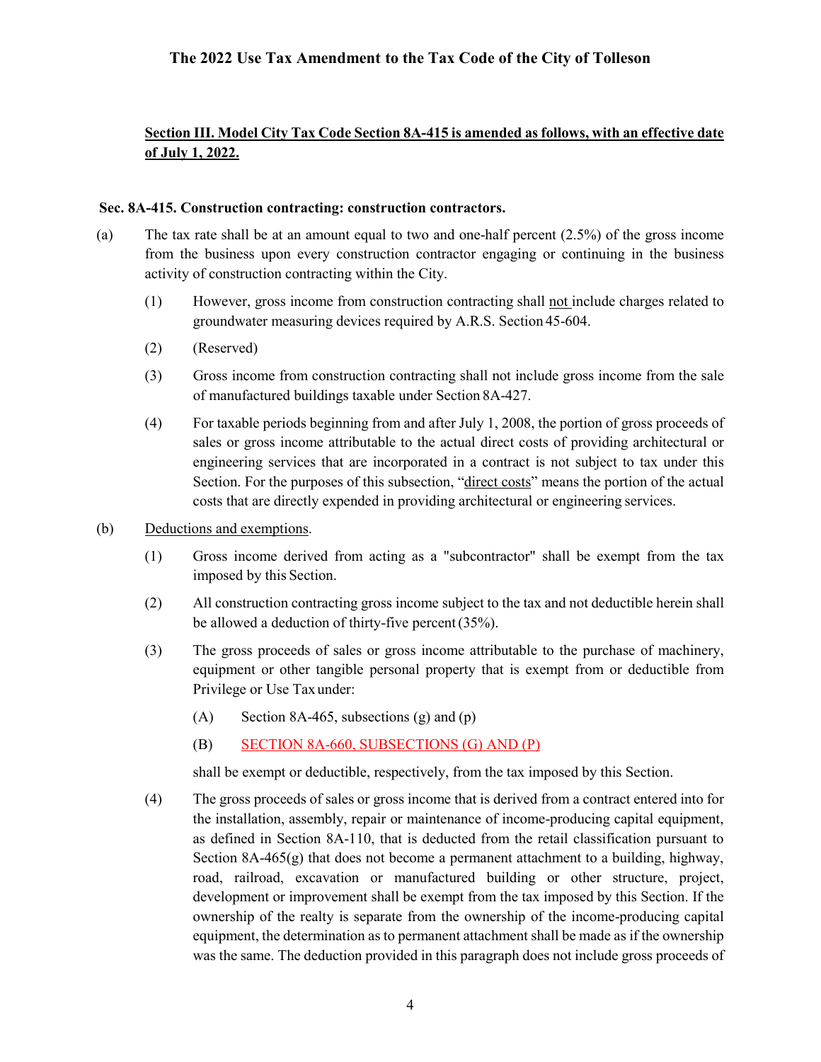## The 2022 Use Tax Amendment to the Tax Code of the City of Tolleson

**Section III. Model City Tax Code Section 8A-415 is amended as follows, with an effective date of July 1, 2022.**

**Sec. 8A-415. Construction contracting: construction contractors.**

(a) The tax rate shall be at an amount equal to two and one-half percent (2.5%) of the gross income from the business upon every construction contractor engaging or continuing in the business activity of construction contracting within the City.

(1) However, gross income from construction contracting shall not include charges related to groundwater measuring devices required by A.R.S. Section 45-604.

(2) (Reserved)

(3) Gross income from construction contracting shall not include gross income from the sale of manufactured buildings taxable under Section 8A-427.

(4) For taxable periods beginning from and after July 1, 2008, the portion of gross proceeds of sales or gross income attributable to the actual direct costs of providing architectural or engineering services that are incorporated in a contract is not subject to tax under this Section. For the purposes of this subsection, "direct costs" means the portion of the actual costs that are directly expended in providing architectural or engineering services.

(b) Deductions and exemptions.

(1) Gross income derived from acting as a "subcontractor" shall be exempt from the tax imposed by this Section.

(2) All construction contracting gross income subject to the tax and not deductible herein shall be allowed a deduction of thirty-five percent (35%).

(3) The gross proceeds of sales or gross income attributable to the purchase of machinery, equipment or other tangible personal property that is exempt from or deductible from Privilege or Use Tax under:

(A) Section 8A-465, subsections (g) and (p)

(B) SECTION 8A-660, SUBSECTIONS (G) AND (P)

shall be exempt or deductible, respectively, from the tax imposed by this Section.

(4) The gross proceeds of sales or gross income that is derived from a contract entered into for the installation, assembly, repair or maintenance of income-producing capital equipment, as defined in Section 8A-110, that is deducted from the retail classification pursuant to Section 8A-465(g) that does not become a permanent attachment to a building, highway, road, railroad, excavation or manufactured building or other structure, project, development or improvement shall be exempt from the tax imposed by this Section. If the ownership of the realty is separate from the ownership of the income-producing capital equipment, the determination as to permanent attachment shall be made as if the ownership was the same. The deduction provided in this paragraph does not include gross proceeds of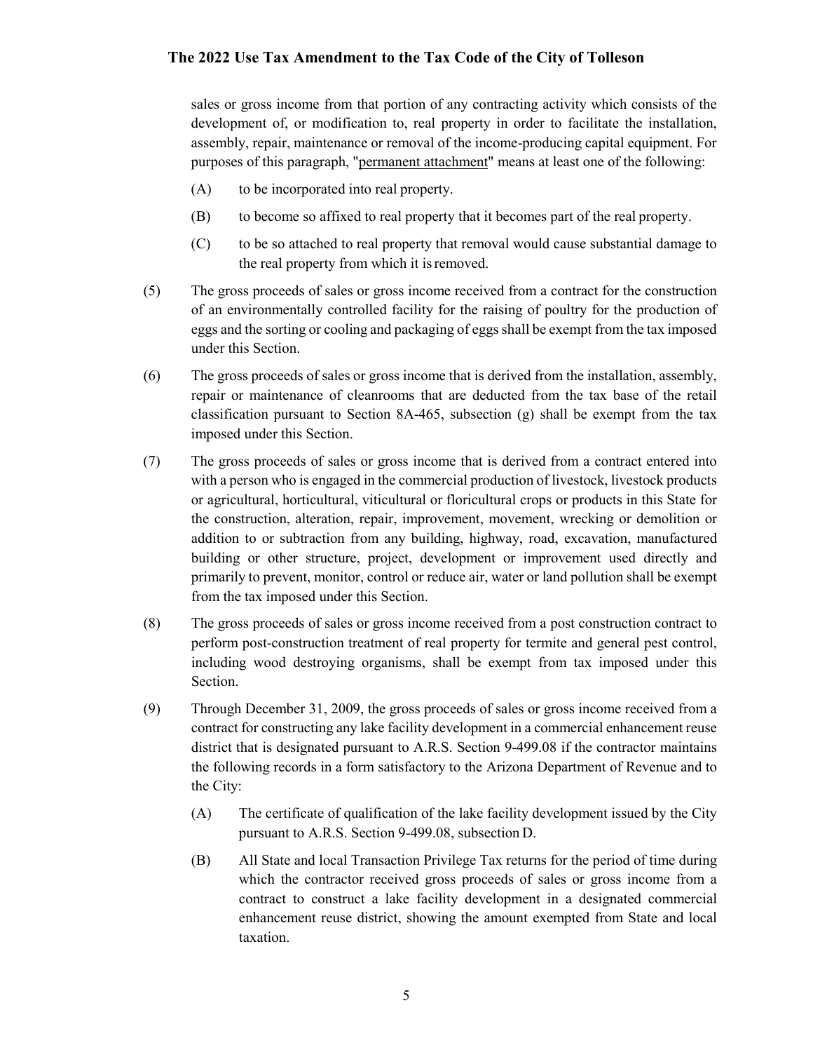sales or gross income from that portion of any contracting activity which consists of the development of, or modification to, real property in order to facilitate the installation, assembly, repair, maintenance or removal of the income-producing capital equipment. For purposes of this paragraph, "permanent attachment" means at least one of the following:

(A) to be incorporated into real property.

(B) to become so affixed to real property that it becomes part of the real property.

(C) to be so attached to real property that removal would cause substantial damage to the real property from which it is removed.

(5) The gross proceeds of sales or gross income received from a contract for the construction of an environmentally controlled facility for the raising of poultry for the production of eggs and the sorting or cooling and packaging of eggs shall be exempt from the tax imposed under this Section.

(6) The gross proceeds of sales or gross income that is derived from the installation, assembly, repair or maintenance of cleanrooms that are deducted from the tax base of the retail classification pursuant to Section 8A-465, subsection (g) shall be exempt from the tax imposed under this Section.

(7) The gross proceeds of sales or gross income that is derived from a contract entered into with a person who is engaged in the commercial production of livestock, livestock products or agricultural, horticultural, viticultural or floricultural crops or products in this State for the construction, alteration, repair, improvement, movement, wrecking or demolition or addition to or subtraction from any building, highway, road, excavation, manufactured building or other structure, project, development or improvement used directly and primarily to prevent, monitor, control or reduce air, water or land pollution shall be exempt from the tax imposed under this Section.

(8) The gross proceeds of sales or gross income received from a post construction contract to perform post-construction treatment of real property for termite and general pest control, including wood destroying organisms, shall be exempt from tax imposed under this Section.

(9) Through December 31, 2009, the gross proceeds of sales or gross income received from a contract for constructing any lake facility development in a commercial enhancement reuse district that is designated pursuant to A.R.S. Section 9-499.08 if the contractor maintains the following records in a form satisfactory to the Arizona Department of Revenue and to the City:

(A) The certificate of qualification of the lake facility development issued by the City pursuant to A.R.S. Section 9-499.08, subsection D.

(B) All State and local Transaction Privilege Tax returns for the period of time during which the contractor received gross proceeds of sales or gross income from a contract to construct a lake facility development in a designated commercial enhancement reuse district, showing the amount exempted from State and local taxation.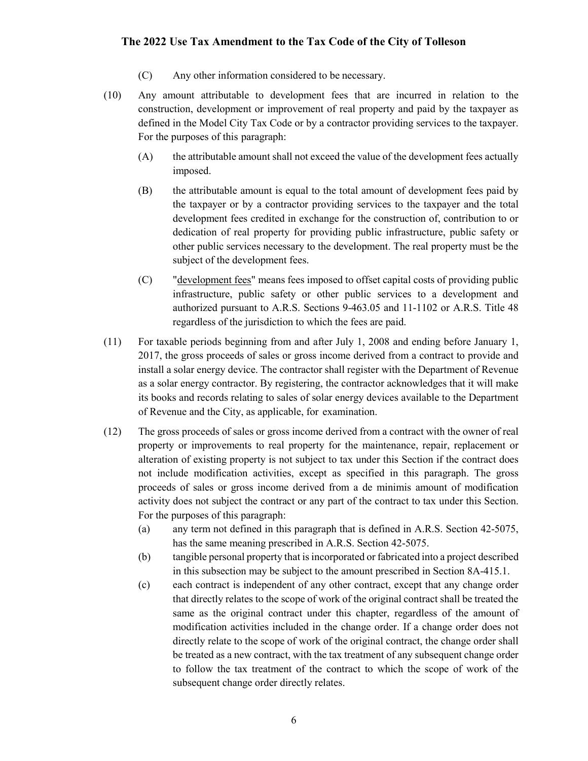(C) Any other information considered to be necessary.

(10) Any amount attributable to development fees that are incurred in relation to the construction, development or improvement of real property and paid by the taxpayer as defined in the Model City Tax Code or by a contractor providing services to the taxpayer. For the purposes of this paragraph:

(A) the attributable amount shall not exceed the value of the development fees actually imposed.

(B) the attributable amount is equal to the total amount of development fees paid by the taxpayer or by a contractor providing services to the taxpayer and the total development fees credited in exchange for the construction of, contribution to or dedication of real property for providing public infrastructure, public safety or other public services necessary to the development. The real property must be the subject of the development fees.

(C) "development fees" means fees imposed to offset capital costs of providing public infrastructure, public safety or other public services to a development and authorized pursuant to A.R.S. Sections 9-463.05 and 11-1102 or A.R.S. Title 48 regardless of the jurisdiction to which the fees are paid.

(11) For taxable periods beginning from and after July 1, 2008 and ending before January 1, 2017, the gross proceeds of sales or gross income derived from a contract to provide and install a solar energy device. The contractor shall register with the Department of Revenue as a solar energy contractor. By registering, the contractor acknowledges that it will make its books and records relating to sales of solar energy devices available to the Department of Revenue and the City, as applicable, for examination.

(12) The gross proceeds of sales or gross income derived from a contract with the owner of real property or improvements to real property for the maintenance, repair, replacement or alteration of existing property is not subject to tax under this Section if the contract does not include modification activities, except as specified in this paragraph. The gross proceeds of sales or gross income derived from a de minimis amount of modification activity does not subject the contract or any part of the contract to tax under this Section. For the purposes of this paragraph:

(a) any term not defined in this paragraph that is defined in A.R.S. Section 42-5075, has the same meaning prescribed in A.R.S. Section 42-5075.

(b) tangible personal property that is incorporated or fabricated into a project described in this subsection may be subject to the amount prescribed in Section 8A-415.1.

(c) each contract is independent of any other contract, except that any change order that directly relates to the scope of work of the original contract shall be treated the same as the original contract under this chapter, regardless of the amount of modification activities included in the change order. If a change order does not directly relate to the scope of work of the original contract, the change order shall be treated as a new contract, with the tax treatment of any subsequent change order to follow the tax treatment of the contract to which the scope of work of the subsequent change order directly relates.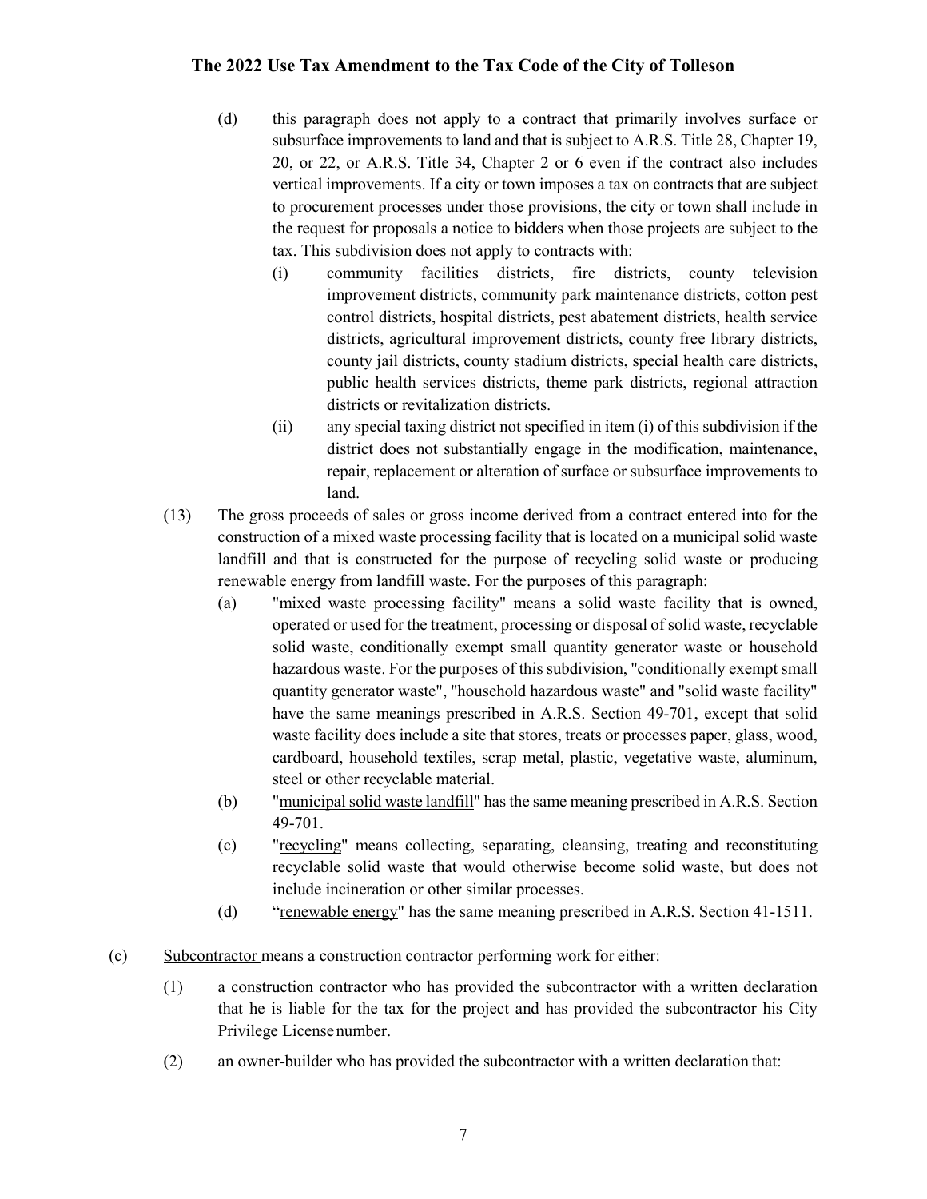(d) this paragraph does not apply to a contract that primarily involves surface or subsurface improvements to land and that is subject to A.R.S. Title 28, Chapter 19, 20, or 22, or A.R.S. Title 34, Chapter 2 or 6 even if the contract also includes vertical improvements. If a city or town imposes a tax on contracts that are subject to procurement processes under those provisions, the city or town shall include in the request for proposals a notice to bidders when those projects are subject to the tax. This subdivision does not apply to contracts with:

  (i) community facilities districts, fire districts, county television improvement districts, community park maintenance districts, cotton pest control districts, hospital districts, pest abatement districts, health service districts, agricultural improvement districts, county free library districts, county jail districts, county stadium districts, special health care districts, public health services districts, theme park districts, regional attraction districts or revitalization districts.

  (ii) any special taxing district not specified in item (i) of this subdivision if the district does not substantially engage in the modification, maintenance, repair, replacement or alteration of surface or subsurface improvements to land.

(13) The gross proceeds of sales or gross income derived from a contract entered into for the construction of a mixed waste processing facility that is located on a municipal solid waste landfill and that is constructed for the purpose of recycling solid waste or producing renewable energy from landfill waste. For the purposes of this paragraph:

  (a) "mixed waste processing facility" means a solid waste facility that is owned, operated or used for the treatment, processing or disposal of solid waste, recyclable solid waste, conditionally exempt small quantity generator waste or household hazardous waste. For the purposes of this subdivision, "conditionally exempt small quantity generator waste", "household hazardous waste" and "solid waste facility" have the same meanings prescribed in A.R.S. Section 49-701, except that solid waste facility does include a site that stores, treats or processes paper, glass, wood, cardboard, household textiles, scrap metal, plastic, vegetative waste, aluminum, steel or other recyclable material.

  (b) "municipal solid waste landfill" has the same meaning prescribed in A.R.S. Section 49-701.

  (c) "recycling" means collecting, separating, cleansing, treating and reconstituting recyclable solid waste that would otherwise become solid waste, but does not include incineration or other similar processes.

  (d) "renewable energy" has the same meaning prescribed in A.R.S. Section 41-1511.

(c) Subcontractor means a construction contractor performing work for either:

  (1) a construction contractor who has provided the subcontractor with a written declaration that he is liable for the tax for the project and has provided the subcontractor his City Privilege License number.

  (2) an owner-builder who has provided the subcontractor with a written declaration that: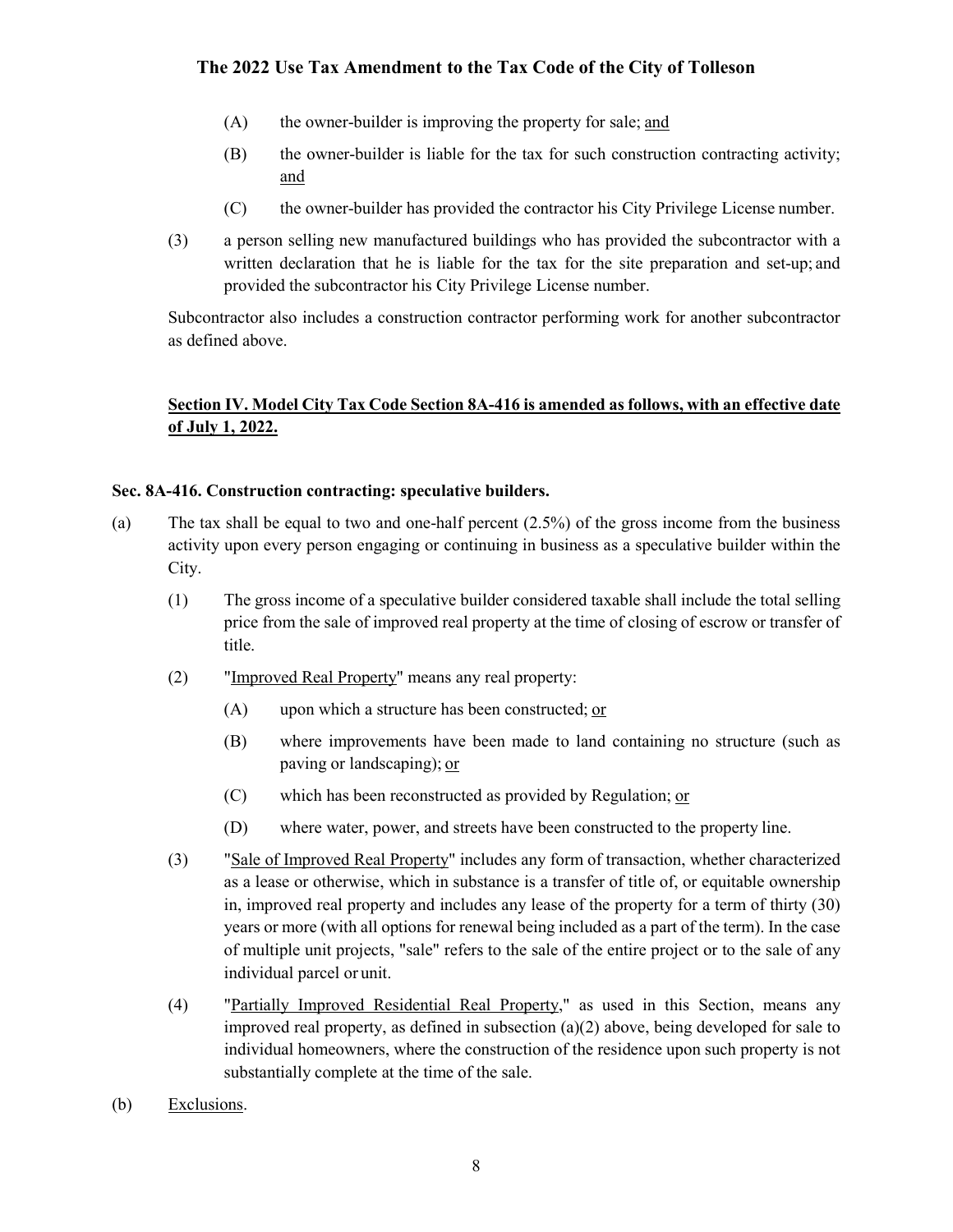(A) the owner-builder is improving the property for sale; and

(B) the owner-builder is liable for the tax for such construction contracting activity; and

(C) the owner-builder has provided the contractor his City Privilege License number.

(3) a person selling new manufactured buildings who has provided the subcontractor with a written declaration that he is liable for the tax for the site preparation and set-up; and provided the subcontractor his City Privilege License number.

Subcontractor also includes a construction contractor performing work for another subcontractor as defined above.

**Section IV. Model City Tax Code Section 8A-416 is amended as follows, with an effective date of July 1, 2022.**

**Sec. 8A-416. Construction contracting: speculative builders.**

(a) The tax shall be equal to two and one-half percent (2.5%) of the gross income from the business activity upon every person engaging or continuing in business as a speculative builder within the City.

(1) The gross income of a speculative builder considered taxable shall include the total selling price from the sale of improved real property at the time of closing of escrow or transfer of title.

(2) "Improved Real Property" means any real property:

(A) upon which a structure has been constructed; or

(B) where improvements have been made to land containing no structure (such as paving or landscaping); or

(C) which has been reconstructed as provided by Regulation; or

(D) where water, power, and streets have been constructed to the property line.

(3) "Sale of Improved Real Property" includes any form of transaction, whether characterized as a lease or otherwise, which in substance is a transfer of title of, or equitable ownership in, improved real property and includes any lease of the property for a term of thirty (30) years or more (with all options for renewal being included as a part of the term). In the case of multiple unit projects, "sale" refers to the sale of the entire project or to the sale of any individual parcel or unit.

(4) "Partially Improved Residential Real Property," as used in this Section, means any improved real property, as defined in subsection (a)(2) above, being developed for sale to individual homeowners, where the construction of the residence upon such property is not substantially complete at the time of the sale.

(b) Exclusions.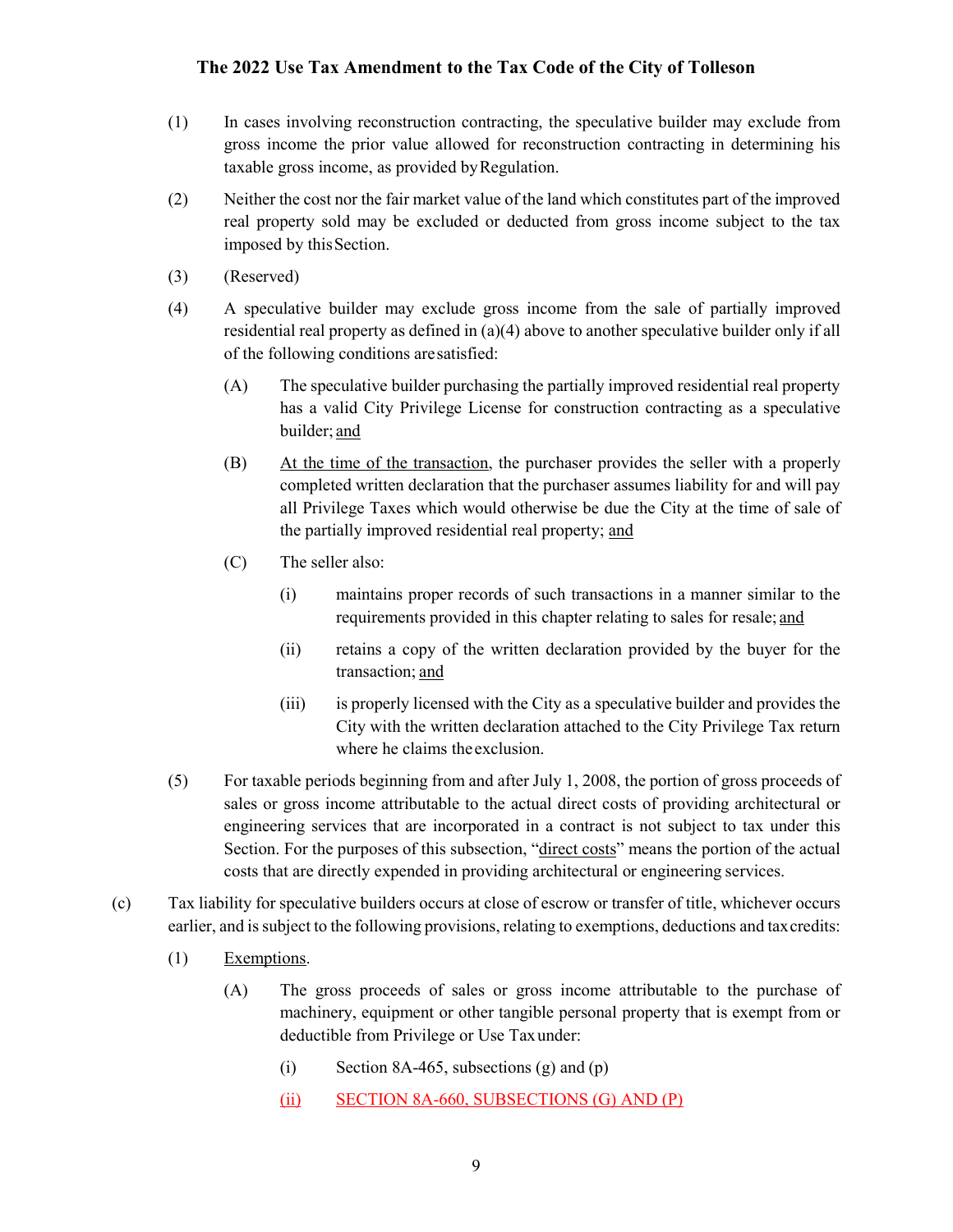(1) In cases involving reconstruction contracting, the speculative builder may exclude from gross income the prior value allowed for reconstruction contracting in determining his taxable gross income, as provided by Regulation.

(2) Neither the cost nor the fair market value of the land which constitutes part of the improved real property sold may be excluded or deducted from gross income subject to the tax imposed by this Section.

(3) (Reserved)

(4) A speculative builder may exclude gross income from the sale of partially improved residential real property as defined in (a)(4) above to another speculative builder only if all of the following conditions are satisfied:

   (A) The speculative builder purchasing the partially improved residential real property has a valid City Privilege License for construction contracting as a speculative builder; and

   (B) At the time of the transaction, the purchaser provides the seller with a properly completed written declaration that the purchaser assumes liability for and will pay all Privilege Taxes which would otherwise be due the City at the time of sale of the partially improved residential real property; and

   (C) The seller also:

      (i) maintains proper records of such transactions in a manner similar to the requirements provided in this chapter relating to sales for resale; and

      (ii) retains a copy of the written declaration provided by the buyer for the transaction; and

      (iii) is properly licensed with the City as a speculative builder and provides the City with the written declaration attached to the City Privilege Tax return where he claims the exclusion.

(5) For taxable periods beginning from and after July 1, 2008, the portion of gross proceeds of sales or gross income attributable to the actual direct costs of providing architectural or engineering services that are incorporated in a contract is not subject to tax under this Section. For the purposes of this subsection, "direct costs" means the portion of the actual costs that are directly expended in providing architectural or engineering services.

(c) Tax liability for speculative builders occurs at close of escrow or transfer of title, whichever occurs earlier, and is subject to the following provisions, relating to exemptions, deductions and tax credits:

   (1) Exemptions.

      (A) The gross proceeds of sales or gross income attributable to the purchase of machinery, equipment or other tangible personal property that is exempt from or deductible from Privilege or Use Tax under:

         (i) Section 8A-465, subsections (g) and (p)

         (ii) SECTION 8A-660, SUBSECTIONS (G) AND (P)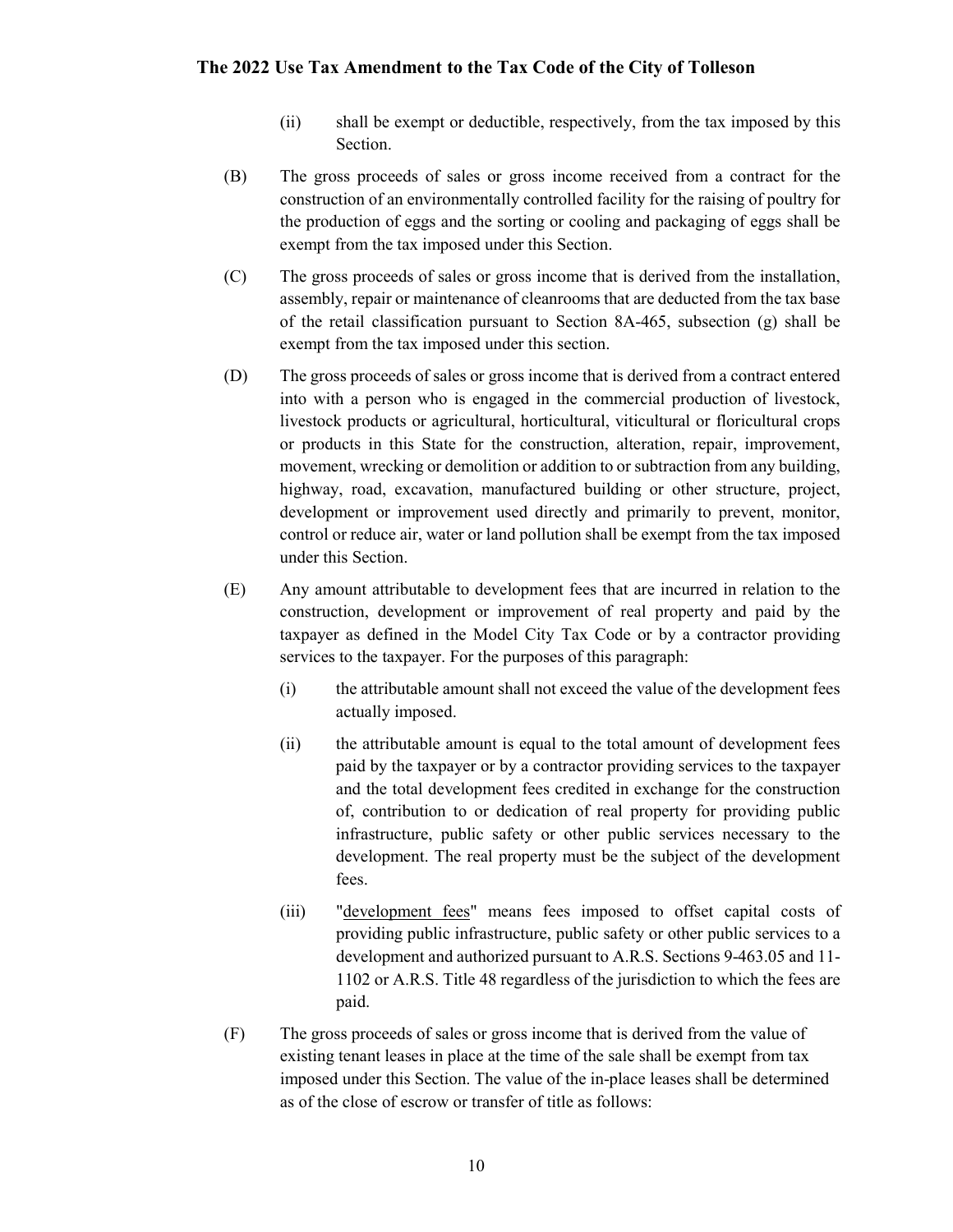(ii) shall be exempt or deductible, respectively, from the tax imposed by this Section.

(B) The gross proceeds of sales or gross income received from a contract for the construction of an environmentally controlled facility for the raising of poultry for the production of eggs and the sorting or cooling and packaging of eggs shall be exempt from the tax imposed under this Section.

(C) The gross proceeds of sales or gross income that is derived from the installation, assembly, repair or maintenance of cleanrooms that are deducted from the tax base of the retail classification pursuant to Section 8A-465, subsection (g) shall be exempt from the tax imposed under this section.

(D) The gross proceeds of sales or gross income that is derived from a contract entered into with a person who is engaged in the commercial production of livestock, livestock products or agricultural, horticultural, viticultural or floricultural crops or products in this State for the construction, alteration, repair, improvement, movement, wrecking or demolition or addition to or subtraction from any building, highway, road, excavation, manufactured building or other structure, project, development or improvement used directly and primarily to prevent, monitor, control or reduce air, water or land pollution shall be exempt from the tax imposed under this Section.

(E) Any amount attributable to development fees that are incurred in relation to the construction, development or improvement of real property and paid by the taxpayer as defined in the Model City Tax Code or by a contractor providing services to the taxpayer. For the purposes of this paragraph:

(i) the attributable amount shall not exceed the value of the development fees actually imposed.

(ii) the attributable amount is equal to the total amount of development fees paid by the taxpayer or by a contractor providing services to the taxpayer and the total development fees credited in exchange for the construction of, contribution to or dedication of real property for providing public infrastructure, public safety or other public services necessary to the development. The real property must be the subject of the development fees.

(iii) "development fees" means fees imposed to offset capital costs of providing public infrastructure, public safety or other public services to a development and authorized pursuant to A.R.S. Sections 9-463.05 and 11-1102 or A.R.S. Title 48 regardless of the jurisdiction to which the fees are paid.

(F) The gross proceeds of sales or gross income that is derived from the value of existing tenant leases in place at the time of the sale shall be exempt from tax imposed under this Section. The value of the in-place leases shall be determined as of the close of escrow or transfer of title as follows: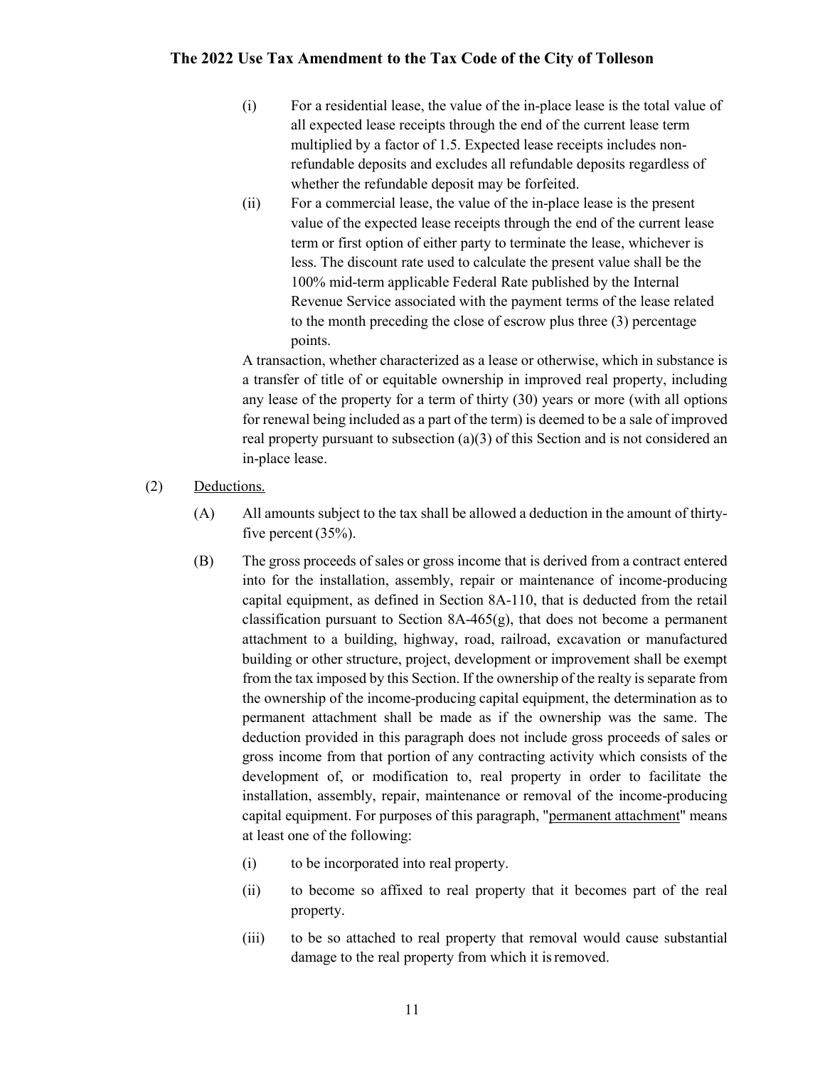(i) For a residential lease, the value of the in-place lease is the total value of all expected lease receipts through the end of the current lease term multiplied by a factor of 1.5. Expected lease receipts includes non-refundable deposits and excludes all refundable deposits regardless of whether the refundable deposit may be forfeited.

(ii) For a commercial lease, the value of the in-place lease is the present value of the expected lease receipts through the end of the current lease term or first option of either party to terminate the lease, whichever is less. The discount rate used to calculate the present value shall be the 100% mid-term applicable Federal Rate published by the Internal Revenue Service associated with the payment terms of the lease related to the month preceding the close of escrow plus three (3) percentage points.

A transaction, whether characterized as a lease or otherwise, which in substance is a transfer of title of or equitable ownership in improved real property, including any lease of the property for a term of thirty (30) years or more (with all options for renewal being included as a part of the term) is deemed to be a sale of improved real property pursuant to subsection (a)(3) of this Section and is not considered an in-place lease.

(2) Deductions.

(A) All amounts subject to the tax shall be allowed a deduction in the amount of thirty-five percent (35%).

(B) The gross proceeds of sales or gross income that is derived from a contract entered into for the installation, assembly, repair or maintenance of income-producing capital equipment, as defined in Section 8A-110, that is deducted from the retail classification pursuant to Section 8A-465(g), that does not become a permanent attachment to a building, highway, road, railroad, excavation or manufactured building or other structure, project, development or improvement shall be exempt from the tax imposed by this Section. If the ownership of the realty is separate from the ownership of the income-producing capital equipment, the determination as to permanent attachment shall be made as if the ownership was the same. The deduction provided in this paragraph does not include gross proceeds of sales or gross income from that portion of any contracting activity which consists of the development of, or modification to, real property in order to facilitate the installation, assembly, repair, maintenance or removal of the income-producing capital equipment. For purposes of this paragraph, "permanent attachment" means at least one of the following:

(i) to be incorporated into real property.

(ii) to become so affixed to real property that it becomes part of the real property.

(iii) to be so attached to real property that removal would cause substantial damage to the real property from which it is removed.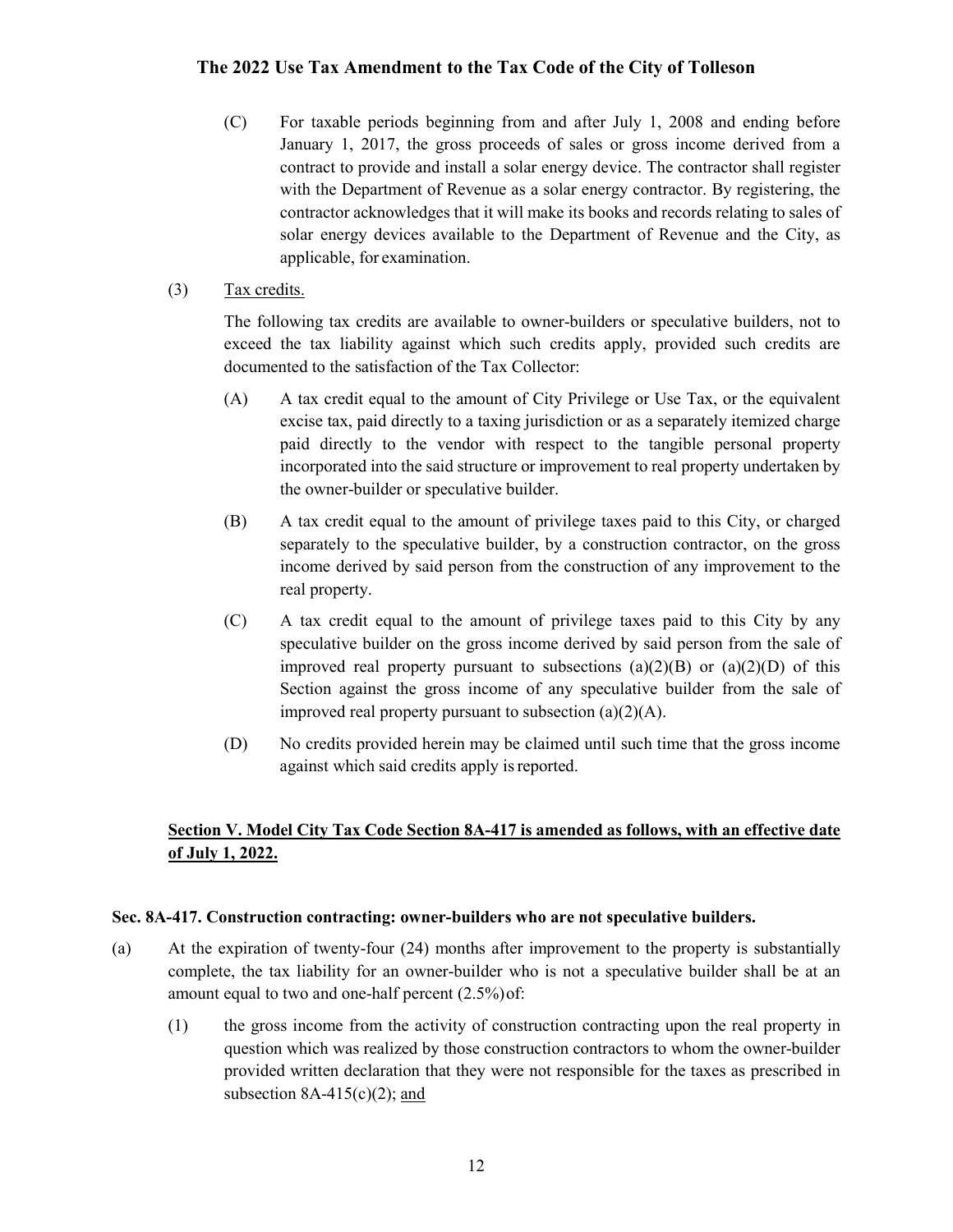(C) For taxable periods beginning from and after July 1, 2008 and ending before January 1, 2017, the gross proceeds of sales or gross income derived from a contract to provide and install a solar energy device. The contractor shall register with the Department of Revenue as a solar energy contractor. By registering, the contractor acknowledges that it will make its books and records relating to sales of solar energy devices available to the Department of Revenue and the City, as applicable, for examination.

(3) Tax credits.

The following tax credits are available to owner-builders or speculative builders, not to exceed the tax liability against which such credits apply, provided such credits are documented to the satisfaction of the Tax Collector:

(A) A tax credit equal to the amount of City Privilege or Use Tax, or the equivalent excise tax, paid directly to a taxing jurisdiction or as a separately itemized charge paid directly to the vendor with respect to the tangible personal property incorporated into the said structure or improvement to real property undertaken by the owner-builder or speculative builder.

(B) A tax credit equal to the amount of privilege taxes paid to this City, or charged separately to the speculative builder, by a construction contractor, on the gross income derived by said person from the construction of any improvement to the real property.

(C) A tax credit equal to the amount of privilege taxes paid to this City by any speculative builder on the gross income derived by said person from the sale of improved real property pursuant to subsections (a)(2)(B) or (a)(2)(D) of this Section against the gross income of any speculative builder from the sale of improved real property pursuant to subsection (a)(2)(A).

(D) No credits provided herein may be claimed until such time that the gross income against which said credits apply is reported.

**Section V. Model City Tax Code Section 8A-417 is amended as follows, with an effective date of July 1, 2022.**

**Sec. 8A-417. Construction contracting: owner-builders who are not speculative builders.**

(a) At the expiration of twenty-four (24) months after improvement to the property is substantially complete, the tax liability for an owner-builder who is not a speculative builder shall be at an amount equal to two and one-half percent (2.5%) of:

(1) the gross income from the activity of construction contracting upon the real property in question which was realized by those construction contractors to whom the owner-builder provided written declaration that they were not responsible for the taxes as prescribed in subsection 8A-415(c)(2); and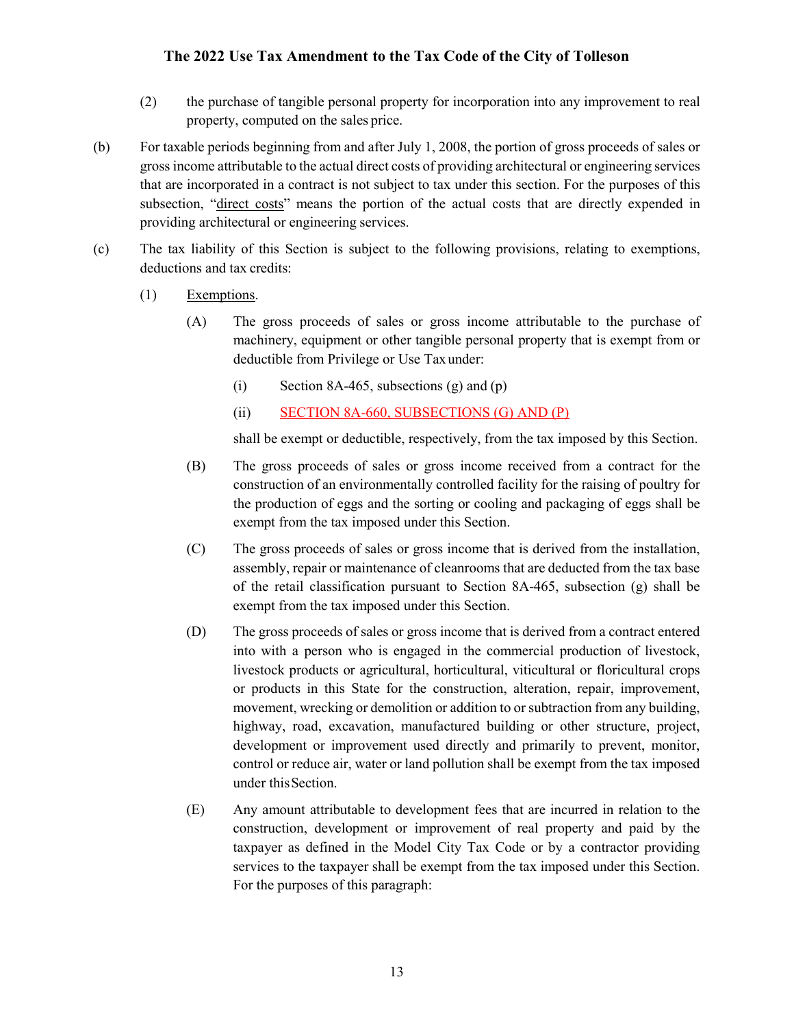(2) the purchase of tangible personal property for incorporation into any improvement to real property, computed on the sales price.

(b) For taxable periods beginning from and after July 1, 2008, the portion of gross proceeds of sales or gross income attributable to the actual direct costs of providing architectural or engineering services that are incorporated in a contract is not subject to tax under this section. For the purposes of this subsection, "direct costs" means the portion of the actual costs that are directly expended in providing architectural or engineering services.

(c) The tax liability of this Section is subject to the following provisions, relating to exemptions, deductions and tax credits:

(1) Exemptions.

(A) The gross proceeds of sales or gross income attributable to the purchase of machinery, equipment or other tangible personal property that is exempt from or deductible from Privilege or Use Tax under:

(i) Section 8A-465, subsections (g) and (p)

(ii) SECTION 8A-660, SUBSECTIONS (G) AND (P)

shall be exempt or deductible, respectively, from the tax imposed by this Section.

(B) The gross proceeds of sales or gross income received from a contract for the construction of an environmentally controlled facility for the raising of poultry for the production of eggs and the sorting or cooling and packaging of eggs shall be exempt from the tax imposed under this Section.

(C) The gross proceeds of sales or gross income that is derived from the installation, assembly, repair or maintenance of cleanrooms that are deducted from the tax base of the retail classification pursuant to Section 8A-465, subsection (g) shall be exempt from the tax imposed under this Section.

(D) The gross proceeds of sales or gross income that is derived from a contract entered into with a person who is engaged in the commercial production of livestock, livestock products or agricultural, horticultural, viticultural or floricultural crops or products in this State for the construction, alteration, repair, improvement, movement, wrecking or demolition or addition to or subtraction from any building, highway, road, excavation, manufactured building or other structure, project, development or improvement used directly and primarily to prevent, monitor, control or reduce air, water or land pollution shall be exempt from the tax imposed under this Section.

(E) Any amount attributable to development fees that are incurred in relation to the construction, development or improvement of real property and paid by the taxpayer as defined in the Model City Tax Code or by a contractor providing services to the taxpayer shall be exempt from the tax imposed under this Section. For the purposes of this paragraph: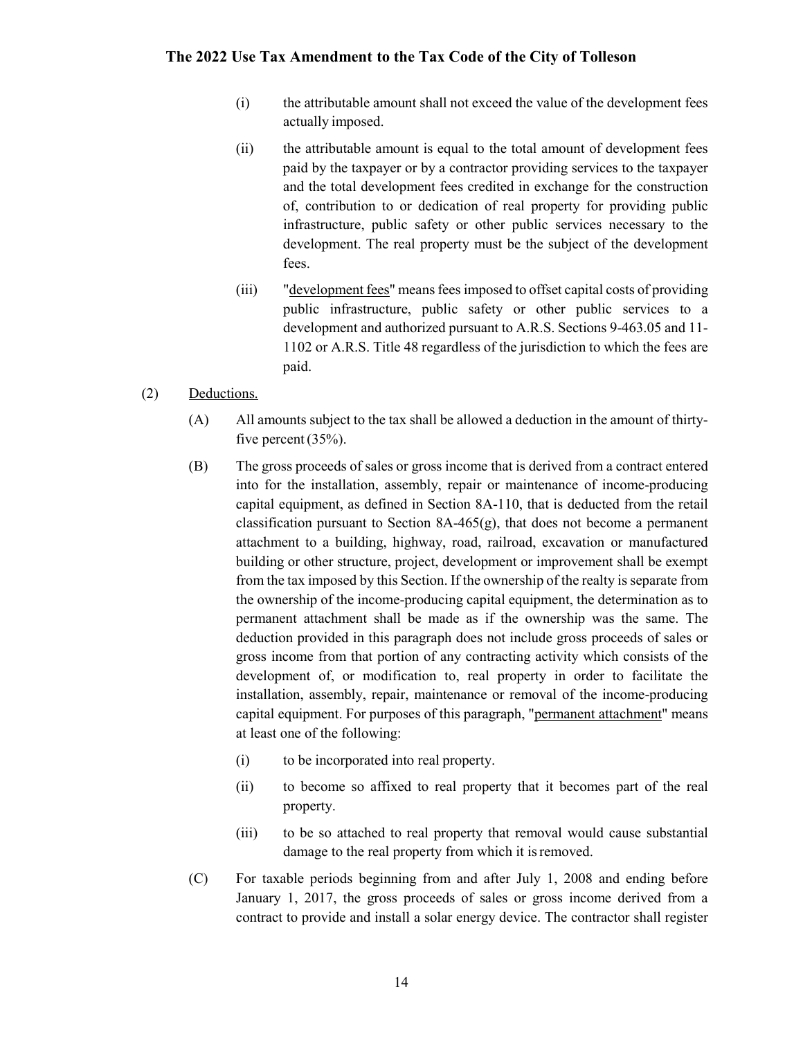(i) the attributable amount shall not exceed the value of the development fees actually imposed.

(ii) the attributable amount is equal to the total amount of development fees paid by the taxpayer or by a contractor providing services to the taxpayer and the total development fees credited in exchange for the construction of, contribution to or dedication of real property for providing public infrastructure, public safety or other public services necessary to the development. The real property must be the subject of the development fees.

(iii) "<u>development fees</u>" means fees imposed to offset capital costs of providing public infrastructure, public safety or other public services to a development and authorized pursuant to A.R.S. Sections 9-463.05 and 11-1102 or A.R.S. Title 48 regardless of the jurisdiction to which the fees are paid.

(2) <u>Deductions.</u>

(A) All amounts subject to the tax shall be allowed a deduction in the amount of thirty-five percent (35%).

(B) The gross proceeds of sales or gross income that is derived from a contract entered into for the installation, assembly, repair or maintenance of income-producing capital equipment, as defined in Section 8A-110, that is deducted from the retail classification pursuant to Section 8A-465(g), that does not become a permanent attachment to a building, highway, road, railroad, excavation or manufactured building or other structure, project, development or improvement shall be exempt from the tax imposed by this Section. If the ownership of the realty is separate from the ownership of the income-producing capital equipment, the determination as to permanent attachment shall be made as if the ownership was the same. The deduction provided in this paragraph does not include gross proceeds of sales or gross income from that portion of any contracting activity which consists of the development of, or modification to, real property in order to facilitate the installation, assembly, repair, maintenance or removal of the income-producing capital equipment. For purposes of this paragraph, "<u>permanent attachment</u>" means at least one of the following:

(i) to be incorporated into real property.

(ii) to become so affixed to real property that it becomes part of the real property.

(iii) to be so attached to real property that removal would cause substantial damage to the real property from which it is removed.

(C) For taxable periods beginning from and after July 1, 2008 and ending before January 1, 2017, the gross proceeds of sales or gross income derived from a contract to provide and install a solar energy device. The contractor shall register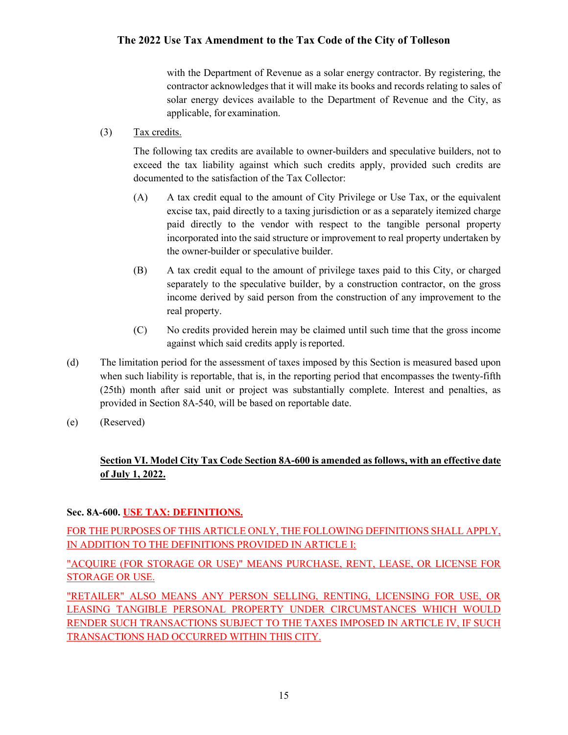with the Department of Revenue as a solar energy contractor. By registering, the contractor acknowledges that it will make its books and records relating to sales of solar energy devices available to the Department of Revenue and the City, as applicable, for examination.

(3) Tax credits.

The following tax credits are available to owner-builders and speculative builders, not to exceed the tax liability against which such credits apply, provided such credits are documented to the satisfaction of the Tax Collector:

(A) A tax credit equal to the amount of City Privilege or Use Tax, or the equivalent excise tax, paid directly to a taxing jurisdiction or as a separately itemized charge paid directly to the vendor with respect to the tangible personal property incorporated into the said structure or improvement to real property undertaken by the owner-builder or speculative builder.

(B) A tax credit equal to the amount of privilege taxes paid to this City, or charged separately to the speculative builder, by a construction contractor, on the gross income derived by said person from the construction of any improvement to the real property.

(C) No credits provided herein may be claimed until such time that the gross income against which said credits apply is reported.

(d) The limitation period for the assessment of taxes imposed by this Section is measured based upon when such liability is reportable, that is, in the reporting period that encompasses the twenty-fifth (25th) month after said unit or project was substantially complete. Interest and penalties, as provided in Section 8A-540, will be based on reportable date.

(e) (Reserved)

**Section VI. Model City Tax Code Section 8A-600 is amended as follows, with an effective date of July 1, 2022.**

**Sec. 8A-600. USE TAX: DEFINITIONS.**

FOR THE PURPOSES OF THIS ARTICLE ONLY, THE FOLLOWING DEFINITIONS SHALL APPLY, IN ADDITION TO THE DEFINITIONS PROVIDED IN ARTICLE I:

"ACQUIRE (FOR STORAGE OR USE)" MEANS PURCHASE, RENT, LEASE, OR LICENSE FOR STORAGE OR USE.

"RETAILER" ALSO MEANS ANY PERSON SELLING, RENTING, LICENSING FOR USE, OR LEASING TANGIBLE PERSONAL PROPERTY UNDER CIRCUMSTANCES WHICH WOULD RENDER SUCH TRANSACTIONS SUBJECT TO THE TAXES IMPOSED IN ARTICLE IV, IF SUCH TRANSACTIONS HAD OCCURRED WITHIN THIS CITY.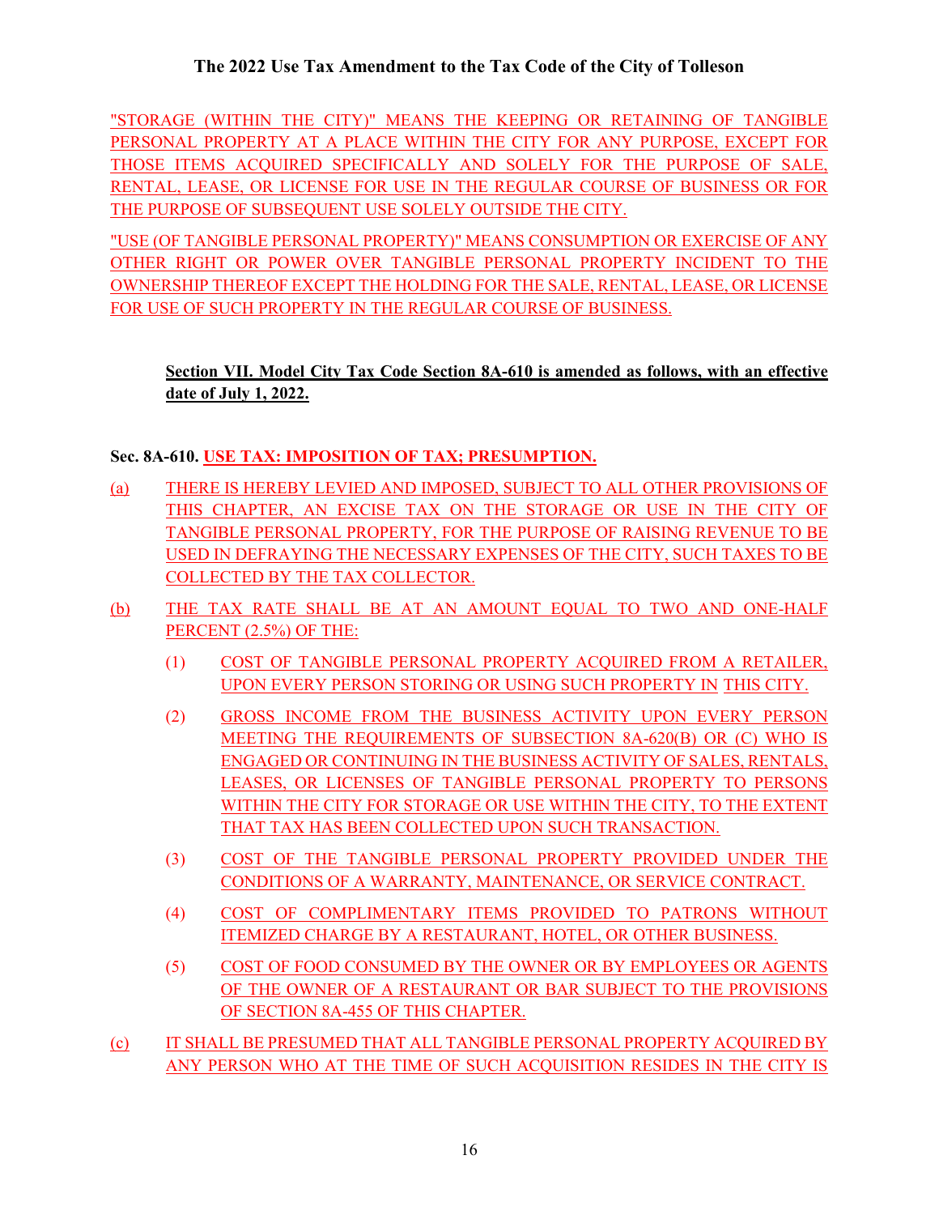"STORAGE (WITHIN THE CITY)" MEANS THE KEEPING OR RETAINING OF TANGIBLE PERSONAL PROPERTY AT A PLACE WITHIN THE CITY FOR ANY PURPOSE, EXCEPT FOR THOSE ITEMS ACQUIRED SPECIFICALLY AND SOLELY FOR THE PURPOSE OF SALE, RENTAL, LEASE, OR LICENSE FOR USE IN THE REGULAR COURSE OF BUSINESS OR FOR THE PURPOSE OF SUBSEQUENT USE SOLELY OUTSIDE THE CITY.

"USE (OF TANGIBLE PERSONAL PROPERTY)" MEANS CONSUMPTION OR EXERCISE OF ANY OTHER RIGHT OR POWER OVER TANGIBLE PERSONAL PROPERTY INCIDENT TO THE OWNERSHIP THEREOF EXCEPT THE HOLDING FOR THE SALE, RENTAL, LEASE, OR LICENSE FOR USE OF SUCH PROPERTY IN THE REGULAR COURSE OF BUSINESS.

**Section VII. Model City Tax Code Section 8A-610 is amended as follows, with an effective date of July 1, 2022.**

**Sec. 8A-610. USE TAX: IMPOSITION OF TAX; PRESUMPTION.**

(a) THERE IS HEREBY LEVIED AND IMPOSED, SUBJECT TO ALL OTHER PROVISIONS OF THIS CHAPTER, AN EXCISE TAX ON THE STORAGE OR USE IN THE CITY OF TANGIBLE PERSONAL PROPERTY, FOR THE PURPOSE OF RAISING REVENUE TO BE USED IN DEFRAYING THE NECESSARY EXPENSES OF THE CITY, SUCH TAXES TO BE COLLECTED BY THE TAX COLLECTOR.

(b) THE TAX RATE SHALL BE AT AN AMOUNT EQUAL TO TWO AND ONE-HALF PERCENT (2.5%) OF THE:

(1) COST OF TANGIBLE PERSONAL PROPERTY ACQUIRED FROM A RETAILER, UPON EVERY PERSON STORING OR USING SUCH PROPERTY IN THIS CITY.

(2) GROSS INCOME FROM THE BUSINESS ACTIVITY UPON EVERY PERSON MEETING THE REQUIREMENTS OF SUBSECTION 8A-620(B) OR (C) WHO IS ENGAGED OR CONTINUING IN THE BUSINESS ACTIVITY OF SALES, RENTALS, LEASES, OR LICENSES OF TANGIBLE PERSONAL PROPERTY TO PERSONS WITHIN THE CITY FOR STORAGE OR USE WITHIN THE CITY, TO THE EXTENT THAT TAX HAS BEEN COLLECTED UPON SUCH TRANSACTION.

(3) COST OF THE TANGIBLE PERSONAL PROPERTY PROVIDED UNDER THE CONDITIONS OF A WARRANTY, MAINTENANCE, OR SERVICE CONTRACT.

(4) COST OF COMPLIMENTARY ITEMS PROVIDED TO PATRONS WITHOUT ITEMIZED CHARGE BY A RESTAURANT, HOTEL, OR OTHER BUSINESS.

(5) COST OF FOOD CONSUMED BY THE OWNER OR BY EMPLOYEES OR AGENTS OF THE OWNER OF A RESTAURANT OR BAR SUBJECT TO THE PROVISIONS OF SECTION 8A-455 OF THIS CHAPTER.

(c) IT SHALL BE PRESUMED THAT ALL TANGIBLE PERSONAL PROPERTY ACQUIRED BY ANY PERSON WHO AT THE TIME OF SUCH ACQUISITION RESIDES IN THE CITY IS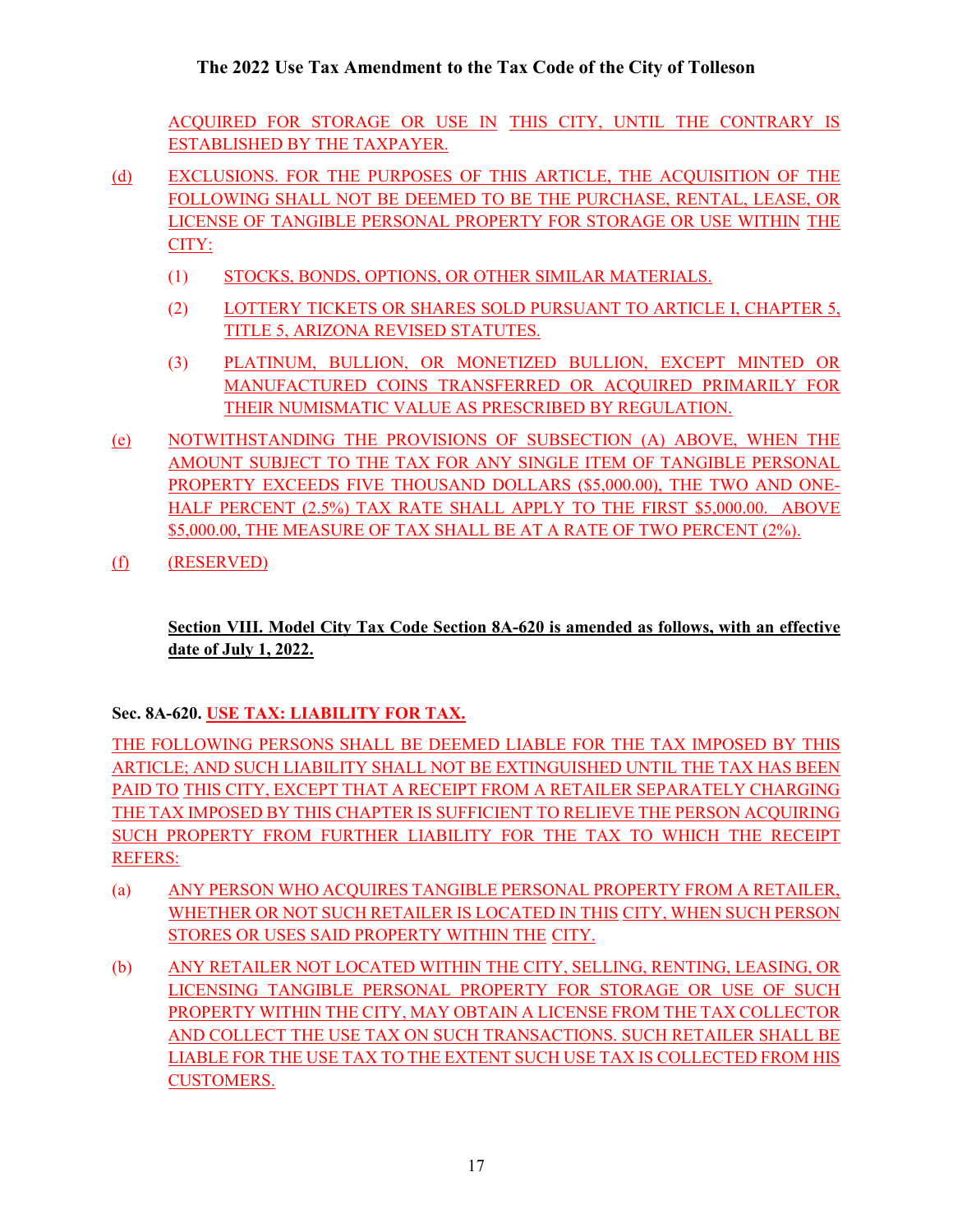ACQUIRED FOR STORAGE OR USE IN THIS CITY, UNTIL THE CONTRARY IS ESTABLISHED BY THE TAXPAYER.

(d) EXCLUSIONS. FOR THE PURPOSES OF THIS ARTICLE, THE ACQUISITION OF THE FOLLOWING SHALL NOT BE DEEMED TO BE THE PURCHASE, RENTAL, LEASE, OR LICENSE OF TANGIBLE PERSONAL PROPERTY FOR STORAGE OR USE WITHIN THE CITY:

(1) STOCKS, BONDS, OPTIONS, OR OTHER SIMILAR MATERIALS.

(2) LOTTERY TICKETS OR SHARES SOLD PURSUANT TO ARTICLE I, CHAPTER 5, TITLE 5, ARIZONA REVISED STATUTES.

(3) PLATINUM, BULLION, OR MONETIZED BULLION, EXCEPT MINTED OR MANUFACTURED COINS TRANSFERRED OR ACQUIRED PRIMARILY FOR THEIR NUMISMATIC VALUE AS PRESCRIBED BY REGULATION.

(e) NOTWITHSTANDING THE PROVISIONS OF SUBSECTION (A) ABOVE, WHEN THE AMOUNT SUBJECT TO THE TAX FOR ANY SINGLE ITEM OF TANGIBLE PERSONAL PROPERTY EXCEEDS FIVE THOUSAND DOLLARS ($5,000.00), THE TWO AND ONE-HALF PERCENT (2.5%) TAX RATE SHALL APPLY TO THE FIRST $5,000.00. ABOVE $5,000.00, THE MEASURE OF TAX SHALL BE AT A RATE OF TWO PERCENT (2%).

(f) (RESERVED)

**Section VIII. Model City Tax Code Section 8A-620 is amended as follows, with an effective date of July 1, 2022.**

**Sec. 8A-620. USE TAX: LIABILITY FOR TAX.**

THE FOLLOWING PERSONS SHALL BE DEEMED LIABLE FOR THE TAX IMPOSED BY THIS ARTICLE; AND SUCH LIABILITY SHALL NOT BE EXTINGUISHED UNTIL THE TAX HAS BEEN PAID TO THIS CITY, EXCEPT THAT A RECEIPT FROM A RETAILER SEPARATELY CHARGING THE TAX IMPOSED BY THIS CHAPTER IS SUFFICIENT TO RELIEVE THE PERSON ACQUIRING SUCH PROPERTY FROM FURTHER LIABILITY FOR THE TAX TO WHICH THE RECEIPT REFERS:

(a) ANY PERSON WHO ACQUIRES TANGIBLE PERSONAL PROPERTY FROM A RETAILER, WHETHER OR NOT SUCH RETAILER IS LOCATED IN THIS CITY, WHEN SUCH PERSON STORES OR USES SAID PROPERTY WITHIN THE CITY.

(b) ANY RETAILER NOT LOCATED WITHIN THE CITY, SELLING, RENTING, LEASING, OR LICENSING TANGIBLE PERSONAL PROPERTY FOR STORAGE OR USE OF SUCH PROPERTY WITHIN THE CITY, MAY OBTAIN A LICENSE FROM THE TAX COLLECTOR AND COLLECT THE USE TAX ON SUCH TRANSACTIONS. SUCH RETAILER SHALL BE LIABLE FOR THE USE TAX TO THE EXTENT SUCH USE TAX IS COLLECTED FROM HIS CUSTOMERS.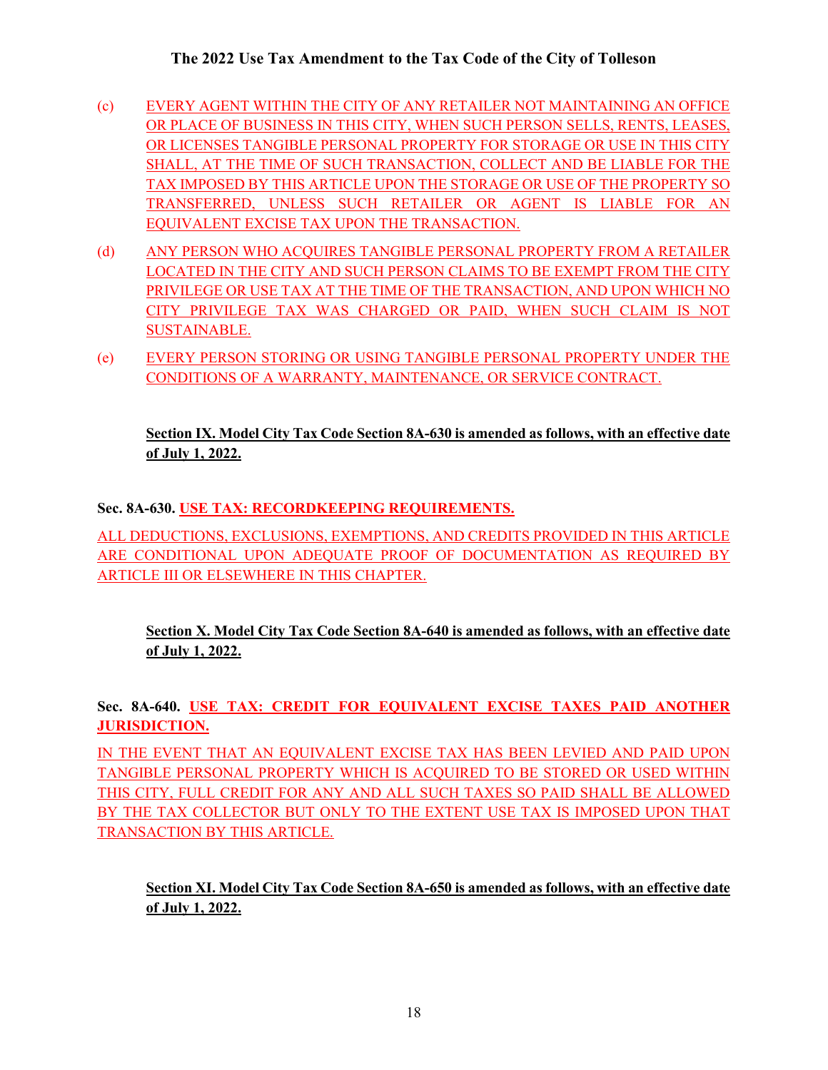(c) EVERY AGENT WITHIN THE CITY OF ANY RETAILER NOT MAINTAINING AN OFFICE OR PLACE OF BUSINESS IN THIS CITY, WHEN SUCH PERSON SELLS, RENTS, LEASES, OR LICENSES TANGIBLE PERSONAL PROPERTY FOR STORAGE OR USE IN THIS CITY SHALL, AT THE TIME OF SUCH TRANSACTION, COLLECT AND BE LIABLE FOR THE TAX IMPOSED BY THIS ARTICLE UPON THE STORAGE OR USE OF THE PROPERTY SO TRANSFERRED, UNLESS SUCH RETAILER OR AGENT IS LIABLE FOR AN EQUIVALENT EXCISE TAX UPON THE TRANSACTION.

(d) ANY PERSON WHO ACQUIRES TANGIBLE PERSONAL PROPERTY FROM A RETAILER LOCATED IN THE CITY AND SUCH PERSON CLAIMS TO BE EXEMPT FROM THE CITY PRIVILEGE OR USE TAX AT THE TIME OF THE TRANSACTION, AND UPON WHICH NO CITY PRIVILEGE TAX WAS CHARGED OR PAID, WHEN SUCH CLAIM IS NOT SUSTAINABLE.

(e) EVERY PERSON STORING OR USING TANGIBLE PERSONAL PROPERTY UNDER THE CONDITIONS OF A WARRANTY, MAINTENANCE, OR SERVICE CONTRACT.

**Section IX. Model City Tax Code Section 8A-630 is amended as follows, with an effective date of July 1, 2022.**

**Sec. 8A-630. USE TAX: RECORDKEEPING REQUIREMENTS.**

ALL DEDUCTIONS, EXCLUSIONS, EXEMPTIONS, AND CREDITS PROVIDED IN THIS ARTICLE ARE CONDITIONAL UPON ADEQUATE PROOF OF DOCUMENTATION AS REQUIRED BY ARTICLE III OR ELSEWHERE IN THIS CHAPTER.

**Section X. Model City Tax Code Section 8A-640 is amended as follows, with an effective date of July 1, 2022.**

**Sec. 8A-640. USE TAX: CREDIT FOR EQUIVALENT EXCISE TAXES PAID ANOTHER JURISDICTION.**

IN THE EVENT THAT AN EQUIVALENT EXCISE TAX HAS BEEN LEVIED AND PAID UPON TANGIBLE PERSONAL PROPERTY WHICH IS ACQUIRED TO BE STORED OR USED WITHIN THIS CITY, FULL CREDIT FOR ANY AND ALL SUCH TAXES SO PAID SHALL BE ALLOWED BY THE TAX COLLECTOR BUT ONLY TO THE EXTENT USE TAX IS IMPOSED UPON THAT TRANSACTION BY THIS ARTICLE.

**Section XI. Model City Tax Code Section 8A-650 is amended as follows, with an effective date of July 1, 2022.**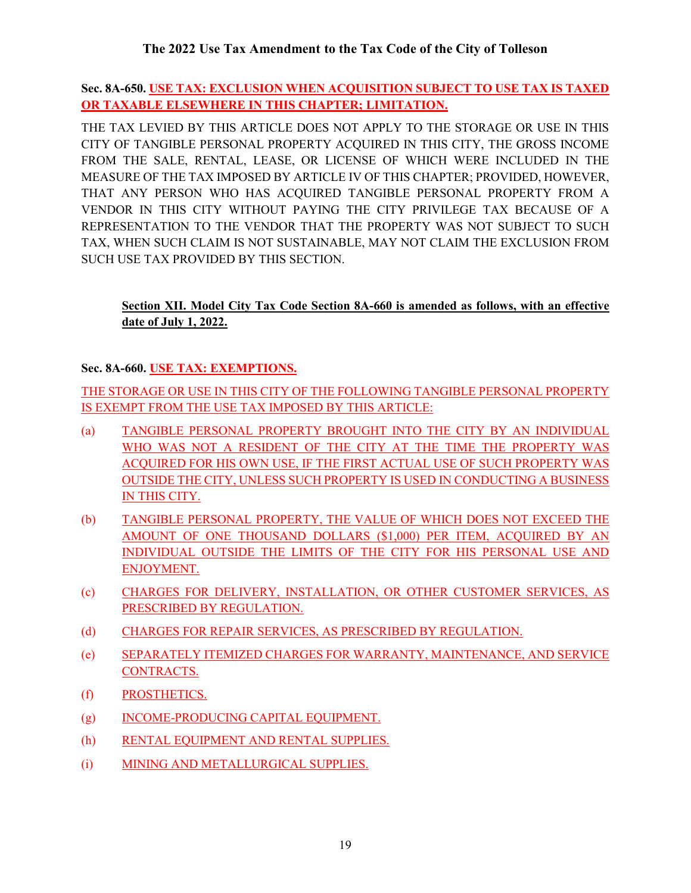**The 2022 Use Tax Amendment to the Tax Code of the City of Tolleson**

**Sec. 8A-650. USE TAX: EXCLUSION WHEN ACQUISITION SUBJECT TO USE TAX IS TAXED OR TAXABLE ELSEWHERE IN THIS CHAPTER; LIMITATION.**

THE TAX LEVIED BY THIS ARTICLE DOES NOT APPLY TO THE STORAGE OR USE IN THIS CITY OF TANGIBLE PERSONAL PROPERTY ACQUIRED IN THIS CITY, THE GROSS INCOME FROM THE SALE, RENTAL, LEASE, OR LICENSE OF WHICH WERE INCLUDED IN THE MEASURE OF THE TAX IMPOSED BY ARTICLE IV OF THIS CHAPTER; PROVIDED, HOWEVER, THAT ANY PERSON WHO HAS ACQUIRED TANGIBLE PERSONAL PROPERTY FROM A VENDOR IN THIS CITY WITHOUT PAYING THE CITY PRIVILEGE TAX BECAUSE OF A REPRESENTATION TO THE VENDOR THAT THE PROPERTY WAS NOT SUBJECT TO SUCH TAX, WHEN SUCH CLAIM IS NOT SUSTAINABLE, MAY NOT CLAIM THE EXCLUSION FROM SUCH USE TAX PROVIDED BY THIS SECTION.

**Section XII. Model City Tax Code Section 8A-660 is amended as follows, with an effective date of July 1, 2022.**

**Sec. 8A-660. USE TAX: EXEMPTIONS.**

THE STORAGE OR USE IN THIS CITY OF THE FOLLOWING TANGIBLE PERSONAL PROPERTY IS EXEMPT FROM THE USE TAX IMPOSED BY THIS ARTICLE:

(a) TANGIBLE PERSONAL PROPERTY BROUGHT INTO THE CITY BY AN INDIVIDUAL WHO WAS NOT A RESIDENT OF THE CITY AT THE TIME THE PROPERTY WAS ACQUIRED FOR HIS OWN USE, IF THE FIRST ACTUAL USE OF SUCH PROPERTY WAS OUTSIDE THE CITY, UNLESS SUCH PROPERTY IS USED IN CONDUCTING A BUSINESS IN THIS CITY.

(b) TANGIBLE PERSONAL PROPERTY, THE VALUE OF WHICH DOES NOT EXCEED THE AMOUNT OF ONE THOUSAND DOLLARS ($1,000) PER ITEM, ACQUIRED BY AN INDIVIDUAL OUTSIDE THE LIMITS OF THE CITY FOR HIS PERSONAL USE AND ENJOYMENT.

(c) CHARGES FOR DELIVERY, INSTALLATION, OR OTHER CUSTOMER SERVICES, AS PRESCRIBED BY REGULATION.

(d) CHARGES FOR REPAIR SERVICES, AS PRESCRIBED BY REGULATION.

(e) SEPARATELY ITEMIZED CHARGES FOR WARRANTY, MAINTENANCE, AND SERVICE CONTRACTS.

(f) PROSTHETICS.

(g) INCOME-PRODUCING CAPITAL EQUIPMENT.

(h) RENTAL EQUIPMENT AND RENTAL SUPPLIES.

(i) MINING AND METALLURGICAL SUPPLIES.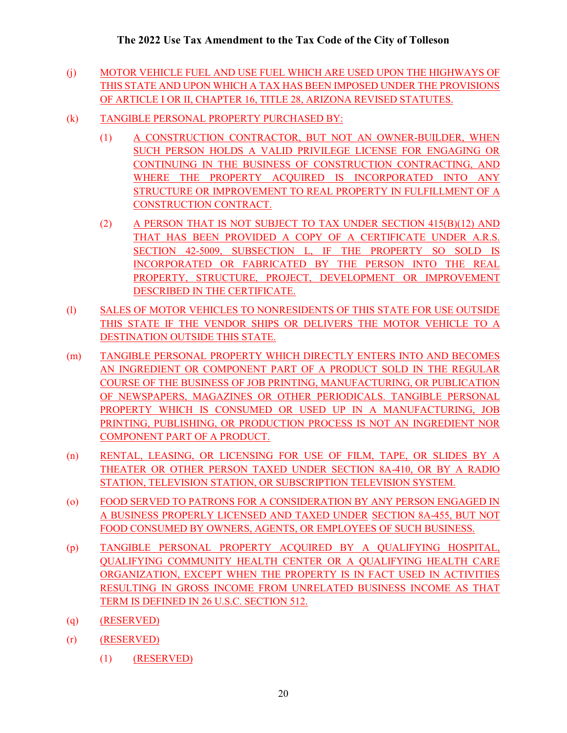- (j) MOTOR VEHICLE FUEL AND USE FUEL WHICH ARE USED UPON THE HIGHWAYS OF THIS STATE AND UPON WHICH A TAX HAS BEEN IMPOSED UNDER THE PROVISIONS OF ARTICLE I OR II, CHAPTER 16, TITLE 28, ARIZONA REVISED STATUTES.

- (k) TANGIBLE PERSONAL PROPERTY PURCHASED BY:

  - (1) A CONSTRUCTION CONTRACTOR, BUT NOT AN OWNER-BUILDER, WHEN SUCH PERSON HOLDS A VALID PRIVILEGE LICENSE FOR ENGAGING OR CONTINUING IN THE BUSINESS OF CONSTRUCTION CONTRACTING, AND WHERE THE PROPERTY ACQUIRED IS INCORPORATED INTO ANY STRUCTURE OR IMPROVEMENT TO REAL PROPERTY IN FULFILLMENT OF A CONSTRUCTION CONTRACT.

  - (2) A PERSON THAT IS NOT SUBJECT TO TAX UNDER SECTION 415(B)(12) AND THAT HAS BEEN PROVIDED A COPY OF A CERTIFICATE UNDER A.R.S. SECTION 42-5009, SUBSECTION L, IF THE PROPERTY SO SOLD IS INCORPORATED OR FABRICATED BY THE PERSON INTO THE REAL PROPERTY, STRUCTURE, PROJECT, DEVELOPMENT OR IMPROVEMENT DESCRIBED IN THE CERTIFICATE.

- (l) SALES OF MOTOR VEHICLES TO NONRESIDENTS OF THIS STATE FOR USE OUTSIDE THIS STATE IF THE VENDOR SHIPS OR DELIVERS THE MOTOR VEHICLE TO A DESTINATION OUTSIDE THIS STATE.

- (m) TANGIBLE PERSONAL PROPERTY WHICH DIRECTLY ENTERS INTO AND BECOMES AN INGREDIENT OR COMPONENT PART OF A PRODUCT SOLD IN THE REGULAR COURSE OF THE BUSINESS OF JOB PRINTING, MANUFACTURING, OR PUBLICATION OF NEWSPAPERS, MAGAZINES OR OTHER PERIODICALS. TANGIBLE PERSONAL PROPERTY WHICH IS CONSUMED OR USED UP IN A MANUFACTURING, JOB PRINTING, PUBLISHING, OR PRODUCTION PROCESS IS NOT AN INGREDIENT NOR COMPONENT PART OF A PRODUCT.

- (n) RENTAL, LEASING, OR LICENSING FOR USE OF FILM, TAPE, OR SLIDES BY A THEATER OR OTHER PERSON TAXED UNDER SECTION 8A-410, OR BY A RADIO STATION, TELEVISION STATION, OR SUBSCRIPTION TELEVISION SYSTEM.

- (o) FOOD SERVED TO PATRONS FOR A CONSIDERATION BY ANY PERSON ENGAGED IN A BUSINESS PROPERLY LICENSED AND TAXED UNDER SECTION 8A-455, BUT NOT FOOD CONSUMED BY OWNERS, AGENTS, OR EMPLOYEES OF SUCH BUSINESS.

- (p) TANGIBLE PERSONAL PROPERTY ACQUIRED BY A QUALIFYING HOSPITAL, QUALIFYING COMMUNITY HEALTH CENTER OR A QUALIFYING HEALTH CARE ORGANIZATION, EXCEPT WHEN THE PROPERTY IS IN FACT USED IN ACTIVITIES RESULTING IN GROSS INCOME FROM UNRELATED BUSINESS INCOME AS THAT TERM IS DEFINED IN 26 U.S.C. SECTION 512.

- (q) (RESERVED)

- (r) (RESERVED)

  - (1) (RESERVED)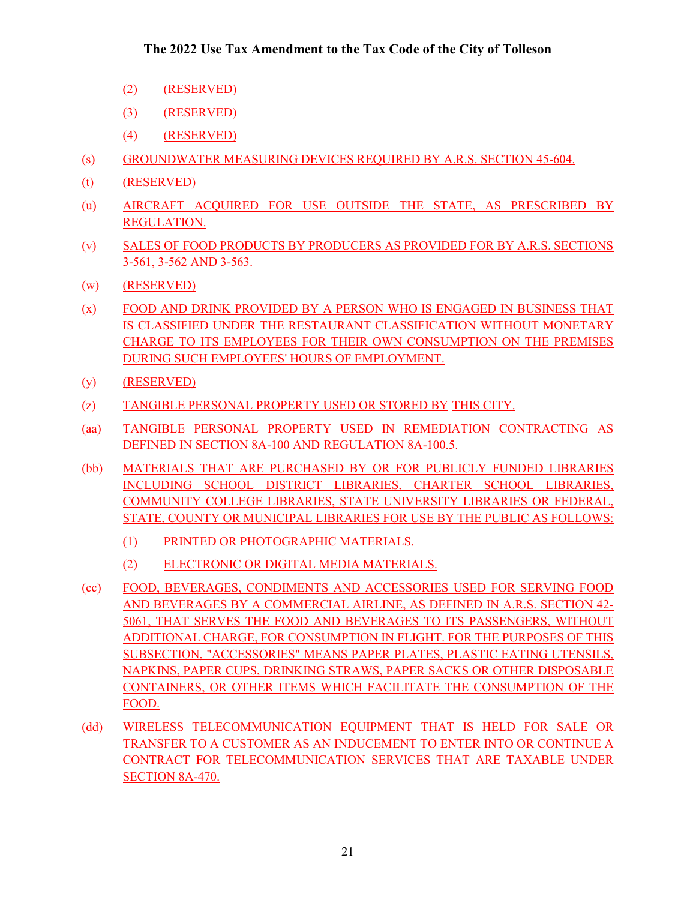(2) (RESERVED)

(3) (RESERVED)

(4) (RESERVED)

(s) GROUNDWATER MEASURING DEVICES REQUIRED BY A.R.S. SECTION 45-604.

(t) (RESERVED)

(u) AIRCRAFT ACQUIRED FOR USE OUTSIDE THE STATE, AS PRESCRIBED BY REGULATION.

(v) SALES OF FOOD PRODUCTS BY PRODUCERS AS PROVIDED FOR BY A.R.S. SECTIONS 3-561, 3-562 AND 3-563.

(w) (RESERVED)

(x) FOOD AND DRINK PROVIDED BY A PERSON WHO IS ENGAGED IN BUSINESS THAT IS CLASSIFIED UNDER THE RESTAURANT CLASSIFICATION WITHOUT MONETARY CHARGE TO ITS EMPLOYEES FOR THEIR OWN CONSUMPTION ON THE PREMISES DURING SUCH EMPLOYEES' HOURS OF EMPLOYMENT.

(y) (RESERVED)

(z) TANGIBLE PERSONAL PROPERTY USED OR STORED BY THIS CITY.

(aa) TANGIBLE PERSONAL PROPERTY USED IN REMEDIATION CONTRACTING AS DEFINED IN SECTION 8A-100 AND REGULATION 8A-100.5.

(bb) MATERIALS THAT ARE PURCHASED BY OR FOR PUBLICLY FUNDED LIBRARIES INCLUDING SCHOOL DISTRICT LIBRARIES, CHARTER SCHOOL LIBRARIES, COMMUNITY COLLEGE LIBRARIES, STATE UNIVERSITY LIBRARIES OR FEDERAL, STATE, COUNTY OR MUNICIPAL LIBRARIES FOR USE BY THE PUBLIC AS FOLLOWS:

(1) PRINTED OR PHOTOGRAPHIC MATERIALS.

(2) ELECTRONIC OR DIGITAL MEDIA MATERIALS.

(cc) FOOD, BEVERAGES, CONDIMENTS AND ACCESSORIES USED FOR SERVING FOOD AND BEVERAGES BY A COMMERCIAL AIRLINE, AS DEFINED IN A.R.S. SECTION 42-5061, THAT SERVES THE FOOD AND BEVERAGES TO ITS PASSENGERS, WITHOUT ADDITIONAL CHARGE, FOR CONSUMPTION IN FLIGHT. FOR THE PURPOSES OF THIS SUBSECTION, "ACCESSORIES" MEANS PAPER PLATES, PLASTIC EATING UTENSILS, NAPKINS, PAPER CUPS, DRINKING STRAWS, PAPER SACKS OR OTHER DISPOSABLE CONTAINERS, OR OTHER ITEMS WHICH FACILITATE THE CONSUMPTION OF THE FOOD.

(dd) WIRELESS TELECOMMUNICATION EQUIPMENT THAT IS HELD FOR SALE OR TRANSFER TO A CUSTOMER AS AN INDUCEMENT TO ENTER INTO OR CONTINUE A CONTRACT FOR TELECOMMUNICATION SERVICES THAT ARE TAXABLE UNDER SECTION 8A-470.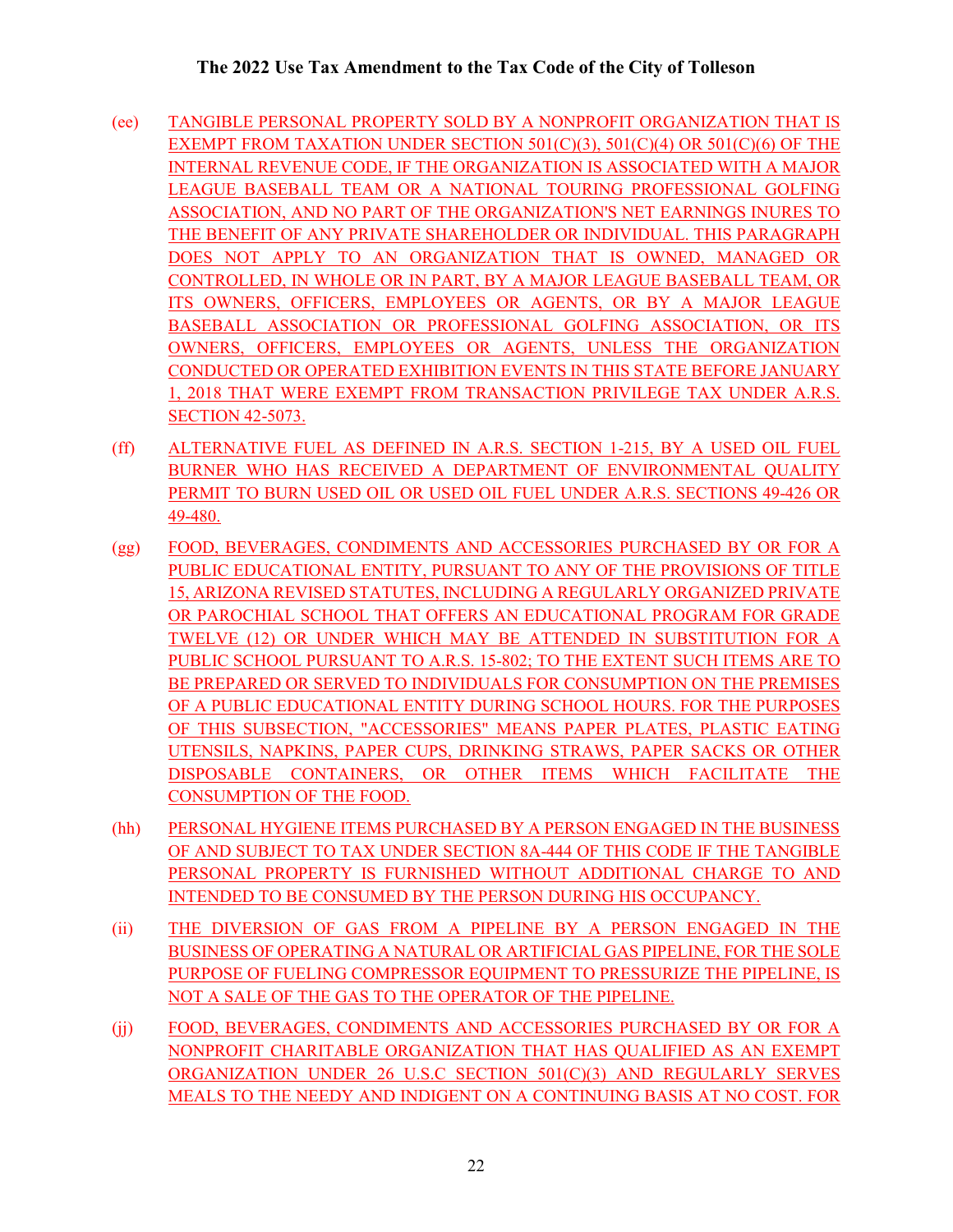(ee) TANGIBLE PERSONAL PROPERTY SOLD BY A NONPROFIT ORGANIZATION THAT IS EXEMPT FROM TAXATION UNDER SECTION 501(C)(3), 501(C)(4) OR 501(C)(6) OF THE INTERNAL REVENUE CODE, IF THE ORGANIZATION IS ASSOCIATED WITH A MAJOR LEAGUE BASEBALL TEAM OR A NATIONAL TOURING PROFESSIONAL GOLFING ASSOCIATION, AND NO PART OF THE ORGANIZATION'S NET EARNINGS INURES TO THE BENEFIT OF ANY PRIVATE SHAREHOLDER OR INDIVIDUAL. THIS PARAGRAPH DOES NOT APPLY TO AN ORGANIZATION THAT IS OWNED, MANAGED OR CONTROLLED, IN WHOLE OR IN PART, BY A MAJOR LEAGUE BASEBALL TEAM, OR ITS OWNERS, OFFICERS, EMPLOYEES OR AGENTS, OR BY A MAJOR LEAGUE BASEBALL ASSOCIATION OR PROFESSIONAL GOLFING ASSOCIATION, OR ITS OWNERS, OFFICERS, EMPLOYEES OR AGENTS, UNLESS THE ORGANIZATION CONDUCTED OR OPERATED EXHIBITION EVENTS IN THIS STATE BEFORE JANUARY 1, 2018 THAT WERE EXEMPT FROM TRANSACTION PRIVILEGE TAX UNDER A.R.S. SECTION 42-5073.

(ff) ALTERNATIVE FUEL AS DEFINED IN A.R.S. SECTION 1-215, BY A USED OIL FUEL BURNER WHO HAS RECEIVED A DEPARTMENT OF ENVIRONMENTAL QUALITY PERMIT TO BURN USED OIL OR USED OIL FUEL UNDER A.R.S. SECTIONS 49-426 OR 49-480.

(gg) FOOD, BEVERAGES, CONDIMENTS AND ACCESSORIES PURCHASED BY OR FOR A PUBLIC EDUCATIONAL ENTITY, PURSUANT TO ANY OF THE PROVISIONS OF TITLE 15, ARIZONA REVISED STATUTES, INCLUDING A REGULARLY ORGANIZED PRIVATE OR PAROCHIAL SCHOOL THAT OFFERS AN EDUCATIONAL PROGRAM FOR GRADE TWELVE (12) OR UNDER WHICH MAY BE ATTENDED IN SUBSTITUTION FOR A PUBLIC SCHOOL PURSUANT TO A.R.S. 15-802; TO THE EXTENT SUCH ITEMS ARE TO BE PREPARED OR SERVED TO INDIVIDUALS FOR CONSUMPTION ON THE PREMISES OF A PUBLIC EDUCATIONAL ENTITY DURING SCHOOL HOURS. FOR THE PURPOSES OF THIS SUBSECTION, "ACCESSORIES" MEANS PAPER PLATES, PLASTIC EATING UTENSILS, NAPKINS, PAPER CUPS, DRINKING STRAWS, PAPER SACKS OR OTHER DISPOSABLE CONTAINERS, OR OTHER ITEMS WHICH FACILITATE THE CONSUMPTION OF THE FOOD.

(hh) PERSONAL HYGIENE ITEMS PURCHASED BY A PERSON ENGAGED IN THE BUSINESS OF AND SUBJECT TO TAX UNDER SECTION 8A-444 OF THIS CODE IF THE TANGIBLE PERSONAL PROPERTY IS FURNISHED WITHOUT ADDITIONAL CHARGE TO AND INTENDED TO BE CONSUMED BY THE PERSON DURING HIS OCCUPANCY.

(ii) THE DIVERSION OF GAS FROM A PIPELINE BY A PERSON ENGAGED IN THE BUSINESS OF OPERATING A NATURAL OR ARTIFICIAL GAS PIPELINE, FOR THE SOLE PURPOSE OF FUELING COMPRESSOR EQUIPMENT TO PRESSURIZE THE PIPELINE, IS NOT A SALE OF THE GAS TO THE OPERATOR OF THE PIPELINE.

(jj) FOOD, BEVERAGES, CONDIMENTS AND ACCESSORIES PURCHASED BY OR FOR A NONPROFIT CHARITABLE ORGANIZATION THAT HAS QUALIFIED AS AN EXEMPT ORGANIZATION UNDER 26 U.S.C SECTION 501(C)(3) AND REGULARLY SERVES MEALS TO THE NEEDY AND INDIGENT ON A CONTINUING BASIS AT NO COST. FOR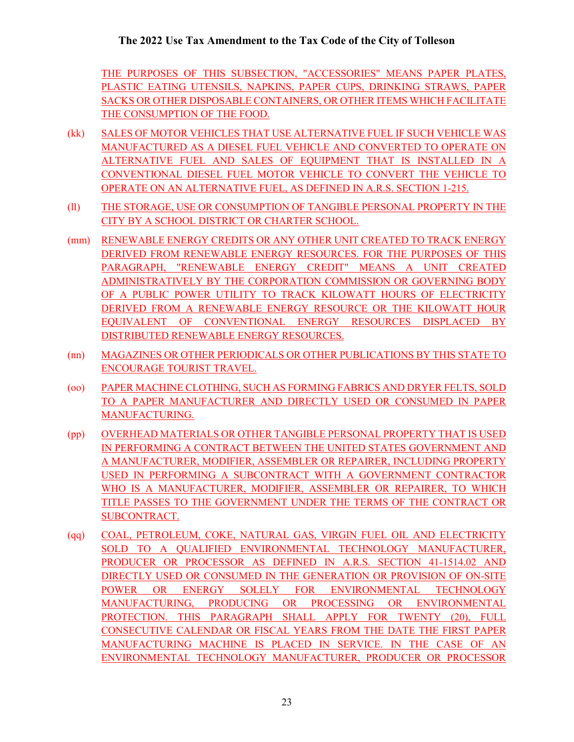THE PURPOSES OF THIS SUBSECTION, "ACCESSORIES" MEANS PAPER PLATES, PLASTIC EATING UTENSILS, NAPKINS, PAPER CUPS, DRINKING STRAWS, PAPER SACKS OR OTHER DISPOSABLE CONTAINERS, OR OTHER ITEMS WHICH FACILITATE THE CONSUMPTION OF THE FOOD.

(kk) SALES OF MOTOR VEHICLES THAT USE ALTERNATIVE FUEL IF SUCH VEHICLE WAS MANUFACTURED AS A DIESEL FUEL VEHICLE AND CONVERTED TO OPERATE ON ALTERNATIVE FUEL AND SALES OF EQUIPMENT THAT IS INSTALLED IN A CONVENTIONAL DIESEL FUEL MOTOR VEHICLE TO CONVERT THE VEHICLE TO OPERATE ON AN ALTERNATIVE FUEL, AS DEFINED IN A.R.S. SECTION 1-215.

(ll) THE STORAGE, USE OR CONSUMPTION OF TANGIBLE PERSONAL PROPERTY IN THE CITY BY A SCHOOL DISTRICT OR CHARTER SCHOOL.

(mm) RENEWABLE ENERGY CREDITS OR ANY OTHER UNIT CREATED TO TRACK ENERGY DERIVED FROM RENEWABLE ENERGY RESOURCES. FOR THE PURPOSES OF THIS PARAGRAPH, "RENEWABLE ENERGY CREDIT" MEANS A UNIT CREATED ADMINISTRATIVELY BY THE CORPORATION COMMISSION OR GOVERNING BODY OF A PUBLIC POWER UTILITY TO TRACK KILOWATT HOURS OF ELECTRICITY DERIVED FROM A RENEWABLE ENERGY RESOURCE OR THE KILOWATT HOUR EQUIVALENT OF CONVENTIONAL ENERGY RESOURCES DISPLACED BY DISTRIBUTED RENEWABLE ENERGY RESOURCES.

(nn) MAGAZINES OR OTHER PERIODICALS OR OTHER PUBLICATIONS BY THIS STATE TO ENCOURAGE TOURIST TRAVEL.

(oo) PAPER MACHINE CLOTHING, SUCH AS FORMING FABRICS AND DRYER FELTS, SOLD TO A PAPER MANUFACTURER AND DIRECTLY USED OR CONSUMED IN PAPER MANUFACTURING.

(pp) OVERHEAD MATERIALS OR OTHER TANGIBLE PERSONAL PROPERTY THAT IS USED IN PERFORMING A CONTRACT BETWEEN THE UNITED STATES GOVERNMENT AND A MANUFACTURER, MODIFIER, ASSEMBLER OR REPAIRER, INCLUDING PROPERTY USED IN PERFORMING A SUBCONTRACT WITH A GOVERNMENT CONTRACTOR WHO IS A MANUFACTURER, MODIFIER, ASSEMBLER OR REPAIRER, TO WHICH TITLE PASSES TO THE GOVERNMENT UNDER THE TERMS OF THE CONTRACT OR SUBCONTRACT.

(qq) COAL, PETROLEUM, COKE, NATURAL GAS, VIRGIN FUEL OIL AND ELECTRICITY SOLD TO A QUALIFIED ENVIRONMENTAL TECHNOLOGY MANUFACTURER, PRODUCER OR PROCESSOR AS DEFINED IN A.R.S. SECTION 41-1514.02 AND DIRECTLY USED OR CONSUMED IN THE GENERATION OR PROVISION OF ON-SITE POWER OR ENERGY SOLELY FOR ENVIRONMENTAL TECHNOLOGY MANUFACTURING, PRODUCING OR PROCESSING OR ENVIRONMENTAL PROTECTION. THIS PARAGRAPH SHALL APPLY FOR TWENTY (20), FULL CONSECUTIVE CALENDAR OR FISCAL YEARS FROM THE DATE THE FIRST PAPER MANUFACTURING MACHINE IS PLACED IN SERVICE. IN THE CASE OF AN ENVIRONMENTAL TECHNOLOGY MANUFACTURER, PRODUCER OR PROCESSOR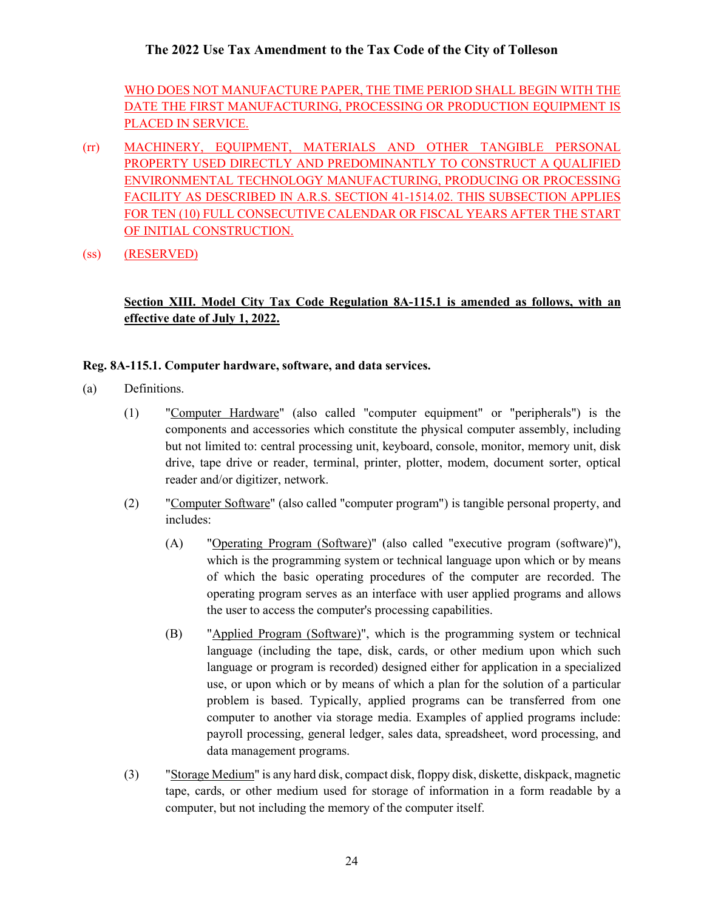WHO DOES NOT MANUFACTURE PAPER, THE TIME PERIOD SHALL BEGIN WITH THE DATE THE FIRST MANUFACTURING, PROCESSING OR PRODUCTION EQUIPMENT IS PLACED IN SERVICE.

(rr) MACHINERY, EQUIPMENT, MATERIALS AND OTHER TANGIBLE PERSONAL PROPERTY USED DIRECTLY AND PREDOMINANTLY TO CONSTRUCT A QUALIFIED ENVIRONMENTAL TECHNOLOGY MANUFACTURING, PRODUCING OR PROCESSING FACILITY AS DESCRIBED IN A.R.S. SECTION 41-1514.02. THIS SUBSECTION APPLIES FOR TEN (10) FULL CONSECUTIVE CALENDAR OR FISCAL YEARS AFTER THE START OF INITIAL CONSTRUCTION.

(ss) (RESERVED)

**Section XIII. Model City Tax Code Regulation 8A-115.1 is amended as follows, with an effective date of July 1, 2022.**

**Reg. 8A-115.1. Computer hardware, software, and data services.**

(a) Definitions.

(1) "Computer Hardware" (also called "computer equipment" or "peripherals") is the components and accessories which constitute the physical computer assembly, including but not limited to: central processing unit, keyboard, console, monitor, memory unit, disk drive, tape drive or reader, terminal, printer, plotter, modem, document sorter, optical reader and/or digitizer, network.

(2) "Computer Software" (also called "computer program") is tangible personal property, and includes:

(A) "Operating Program (Software)" (also called "executive program (software)"), which is the programming system or technical language upon which or by means of which the basic operating procedures of the computer are recorded. The operating program serves as an interface with user applied programs and allows the user to access the computer's processing capabilities.

(B) "Applied Program (Software)", which is the programming system or technical language (including the tape, disk, cards, or other medium upon which such language or program is recorded) designed either for application in a specialized use, or upon which or by means of which a plan for the solution of a particular problem is based. Typically, applied programs can be transferred from one computer to another via storage media. Examples of applied programs include: payroll processing, general ledger, sales data, spreadsheet, word processing, and data management programs.

(3) "Storage Medium" is any hard disk, compact disk, floppy disk, diskette, diskpack, magnetic tape, cards, or other medium used for storage of information in a form readable by a computer, but not including the memory of the computer itself.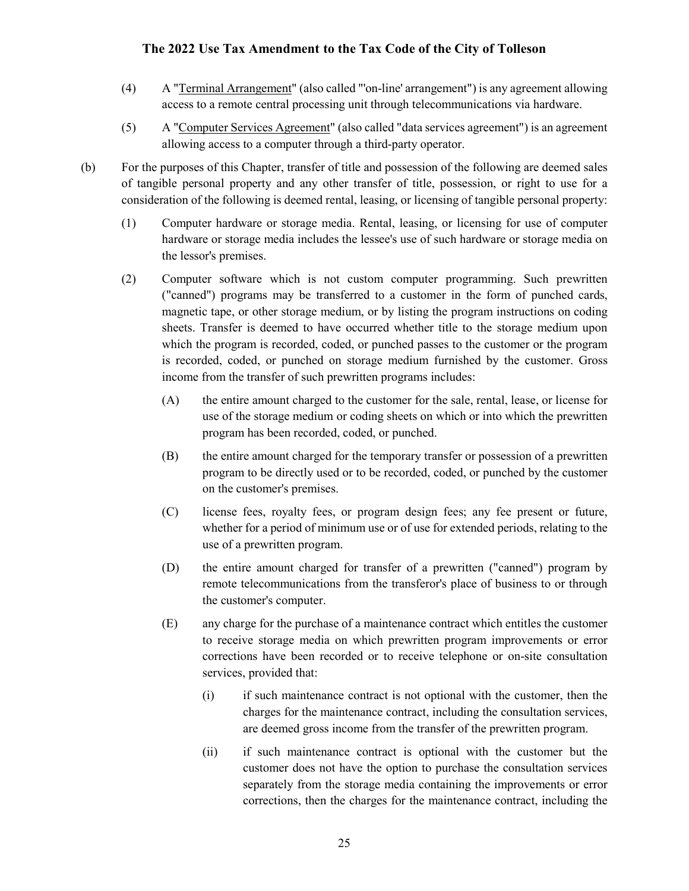(4) A "Terminal Arrangement" (also called "'on-line' arrangement") is any agreement allowing access to a remote central processing unit through telecommunications via hardware.

(5) A "Computer Services Agreement" (also called "data services agreement") is an agreement allowing access to a computer through a third-party operator.

(b) For the purposes of this Chapter, transfer of title and possession of the following are deemed sales of tangible personal property and any other transfer of title, possession, or right to use for a consideration of the following is deemed rental, leasing, or licensing of tangible personal property:

(1) Computer hardware or storage media. Rental, leasing, or licensing for use of computer hardware or storage media includes the lessee's use of such hardware or storage media on the lessor's premises.

(2) Computer software which is not custom computer programming. Such prewritten ("canned") programs may be transferred to a customer in the form of punched cards, magnetic tape, or other storage medium, or by listing the program instructions on coding sheets. Transfer is deemed to have occurred whether title to the storage medium upon which the program is recorded, coded, or punched passes to the customer or the program is recorded, coded, or punched on storage medium furnished by the customer. Gross income from the transfer of such prewritten programs includes:

(A) the entire amount charged to the customer for the sale, rental, lease, or license for use of the storage medium or coding sheets on which or into which the prewritten program has been recorded, coded, or punched.

(B) the entire amount charged for the temporary transfer or possession of a prewritten program to be directly used or to be recorded, coded, or punched by the customer on the customer's premises.

(C) license fees, royalty fees, or program design fees; any fee present or future, whether for a period of minimum use or of use for extended periods, relating to the use of a prewritten program.

(D) the entire amount charged for transfer of a prewritten ("canned") program by remote telecommunications from the transferor's place of business to or through the customer's computer.

(E) any charge for the purchase of a maintenance contract which entitles the customer to receive storage media on which prewritten program improvements or error corrections have been recorded or to receive telephone or on-site consultation services, provided that:

(i) if such maintenance contract is not optional with the customer, then the charges for the maintenance contract, including the consultation services, are deemed gross income from the transfer of the prewritten program.

(ii) if such maintenance contract is optional with the customer but the customer does not have the option to purchase the consultation services separately from the storage media containing the improvements or error corrections, then the charges for the maintenance contract, including the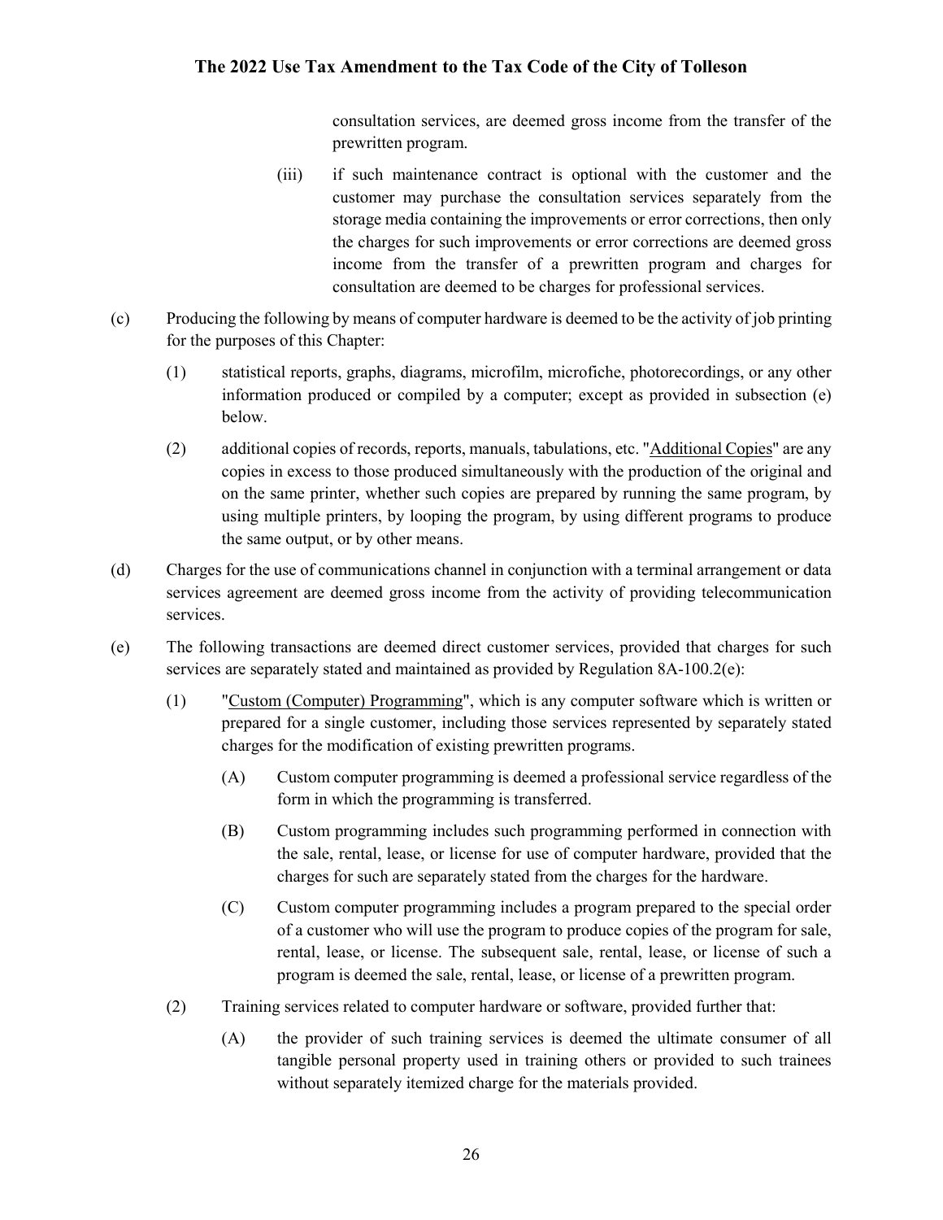consultation services, are deemed gross income from the transfer of the prewritten program.

(iii) if such maintenance contract is optional with the customer and the customer may purchase the consultation services separately from the storage media containing the improvements or error corrections, then only the charges for such improvements or error corrections are deemed gross income from the transfer of a prewritten program and charges for consultation are deemed to be charges for professional services.

(c) Producing the following by means of computer hardware is deemed to be the activity of job printing for the purposes of this Chapter:

(1) statistical reports, graphs, diagrams, microfilm, microfiche, photorecordings, or any other information produced or compiled by a computer; except as provided in subsection (e) below.

(2) additional copies of records, reports, manuals, tabulations, etc. "Additional Copies" are any copies in excess to those produced simultaneously with the production of the original and on the same printer, whether such copies are prepared by running the same program, by using multiple printers, by looping the program, by using different programs to produce the same output, or by other means.

(d) Charges for the use of communications channel in conjunction with a terminal arrangement or data services agreement are deemed gross income from the activity of providing telecommunication services.

(e) The following transactions are deemed direct customer services, provided that charges for such services are separately stated and maintained as provided by Regulation 8A-100.2(e):

(1) "Custom (Computer) Programming", which is any computer software which is written or prepared for a single customer, including those services represented by separately stated charges for the modification of existing prewritten programs.

(A) Custom computer programming is deemed a professional service regardless of the form in which the programming is transferred.

(B) Custom programming includes such programming performed in connection with the sale, rental, lease, or license for use of computer hardware, provided that the charges for such are separately stated from the charges for the hardware.

(C) Custom computer programming includes a program prepared to the special order of a customer who will use the program to produce copies of the program for sale, rental, lease, or license. The subsequent sale, rental, lease, or license of such a program is deemed the sale, rental, lease, or license of a prewritten program.

(2) Training services related to computer hardware or software, provided further that:

(A) the provider of such training services is deemed the ultimate consumer of all tangible personal property used in training others or provided to such trainees without separately itemized charge for the materials provided.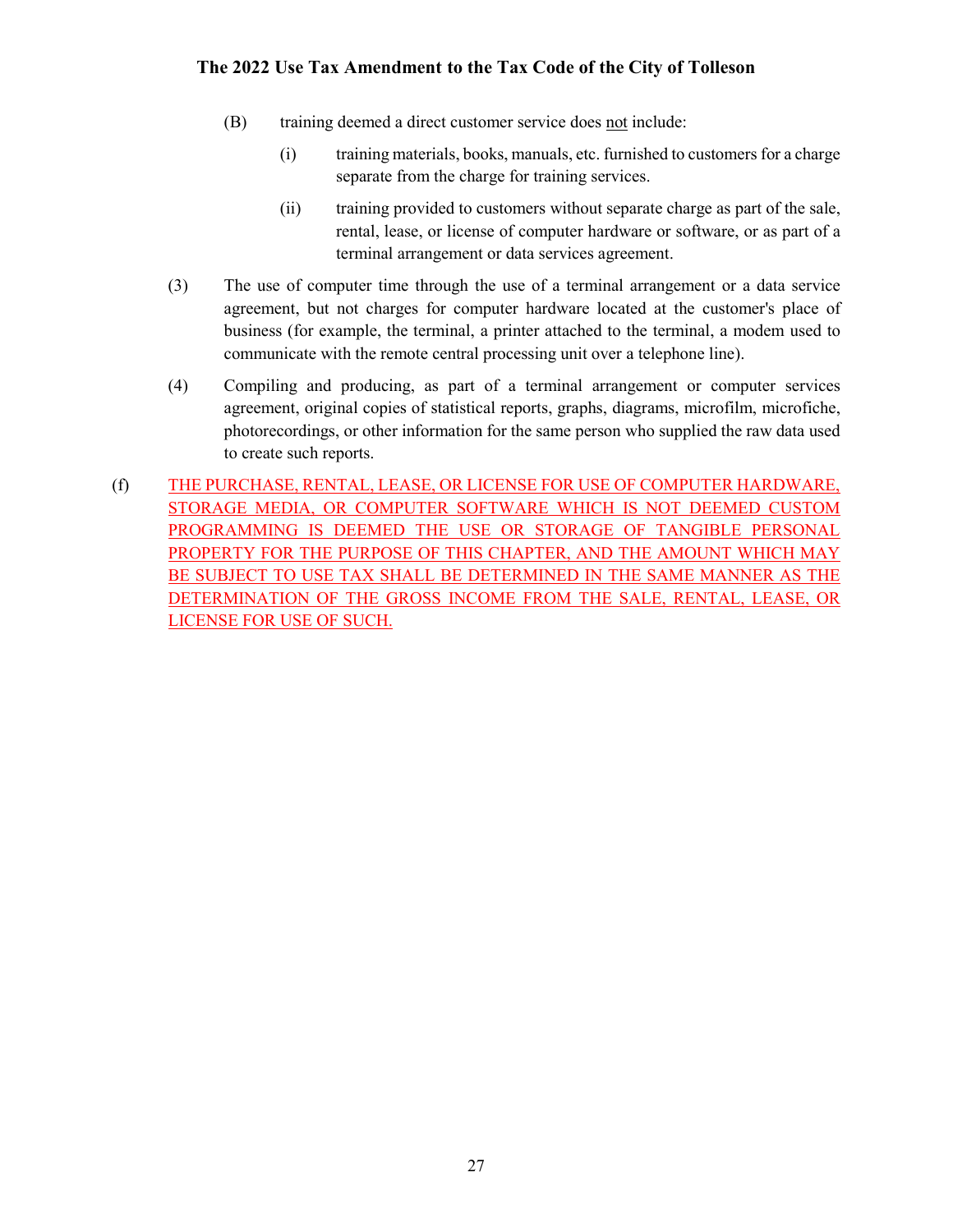(B) training deemed a direct customer service does not include:

(i) training materials, books, manuals, etc. furnished to customers for a charge separate from the charge for training services.

(ii) training provided to customers without separate charge as part of the sale, rental, lease, or license of computer hardware or software, or as part of a terminal arrangement or data services agreement.

(3) The use of computer time through the use of a terminal arrangement or a data service agreement, but not charges for computer hardware located at the customer's place of business (for example, the terminal, a printer attached to the terminal, a modem used to communicate with the remote central processing unit over a telephone line).

(4) Compiling and producing, as part of a terminal arrangement or computer services agreement, original copies of statistical reports, graphs, diagrams, microfilm, microfiche, photorecordings, or other information for the same person who supplied the raw data used to create such reports.

(f) THE PURCHASE, RENTAL, LEASE, OR LICENSE FOR USE OF COMPUTER HARDWARE, STORAGE MEDIA, OR COMPUTER SOFTWARE WHICH IS NOT DEEMED CUSTOM PROGRAMMING IS DEEMED THE USE OR STORAGE OF TANGIBLE PERSONAL PROPERTY FOR THE PURPOSE OF THIS CHAPTER, AND THE AMOUNT WHICH MAY BE SUBJECT TO USE TAX SHALL BE DETERMINED IN THE SAME MANNER AS THE DETERMINATION OF THE GROSS INCOME FROM THE SALE, RENTAL, LEASE, OR LICENSE FOR USE OF SUCH.